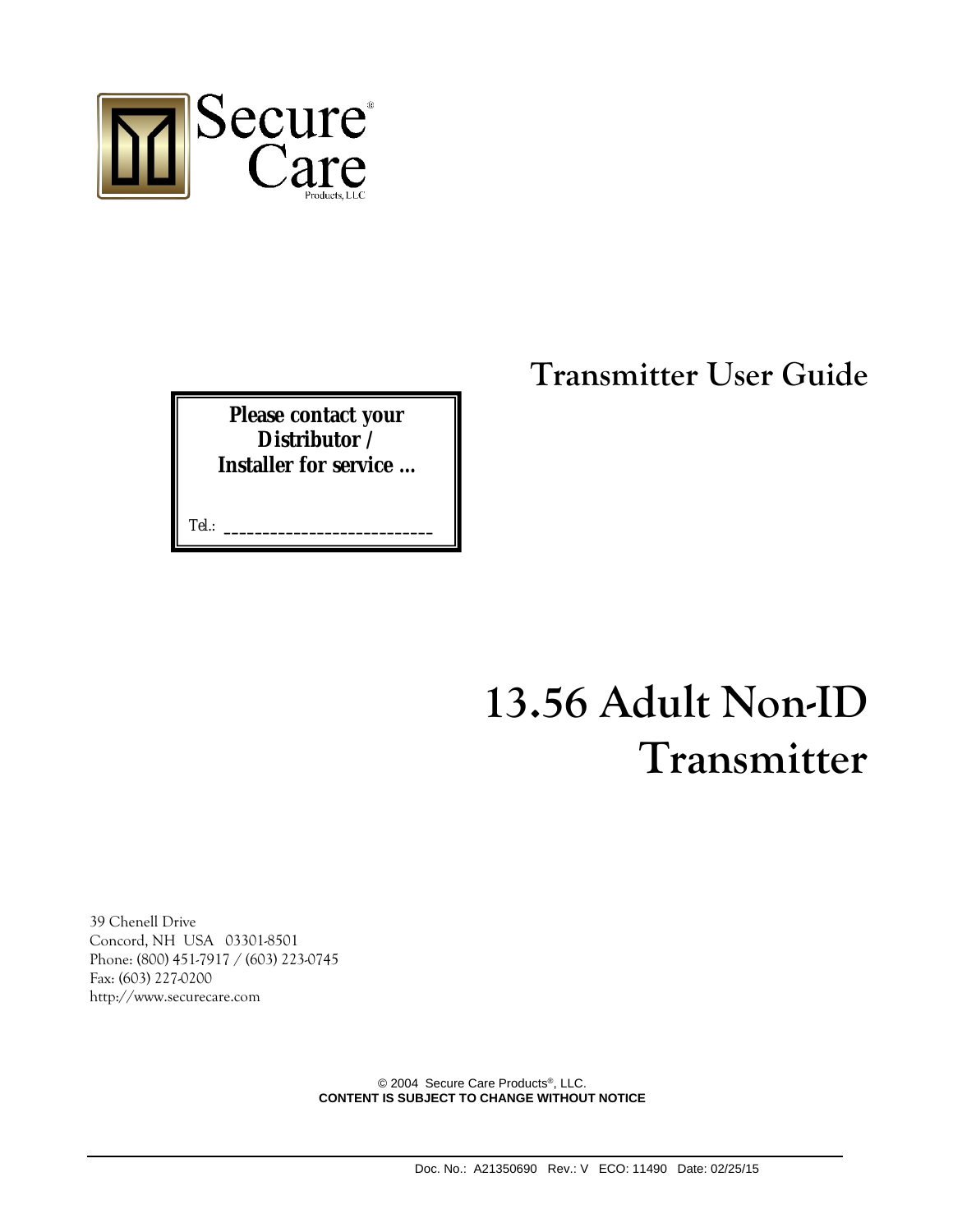Secure® Care Products, LLC

# Transmitter User Guide

**Please contact your Distributor / Installer for service ...**

Tel.: ___________________________

# 13.56 Adult Non-ID Transmitter

39 Chenell Drive
Concord, NH USA 03301-8501
Phone: (800) 451-7917 / (603) 223-0745
Fax: (603) 227-0200
http://www.securecare.com

© 2004 Secure Care Products®, LLC.
**CONTENT IS SUBJECT TO CHANGE WITHOUT NOTICE**

Doc. No.: A21350690 Rev.: V ECO: 11490 Date: 02/25/15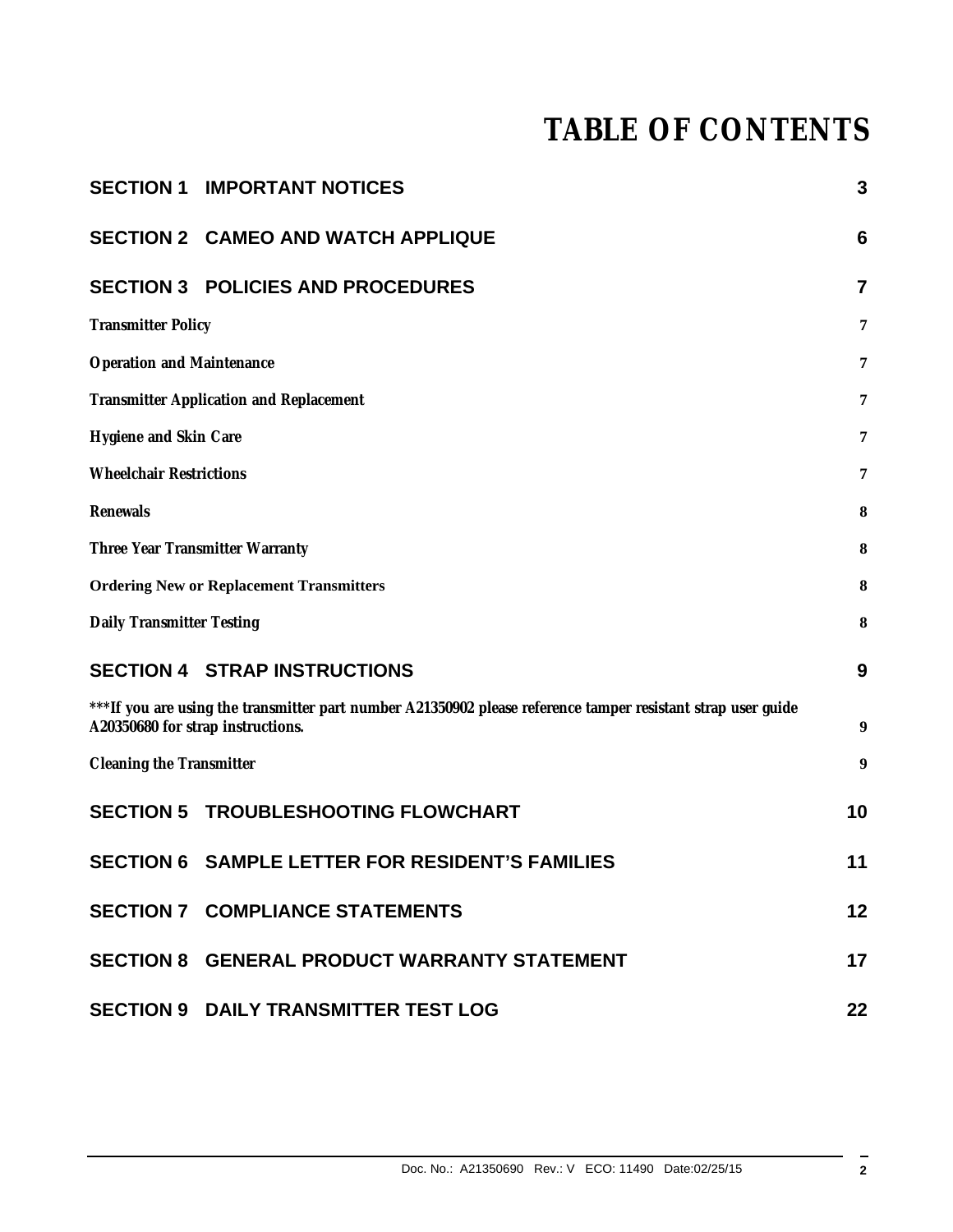# TABLE OF CONTENTS

| | |
|---|---|
| **SECTION 1 IMPORTANT NOTICES** | **3** |
| **SECTION 2 CAMEO AND WATCH APPLIQUE** | **6** |
| **SECTION 3 POLICIES AND PROCEDURES** | **7** |
| *Transmitter Policy* | 7 |
| *Operation and Maintenance* | 7 |
| *Transmitter Application and Replacement* | 7 |
| *Hygiene and Skin Care* | 7 |
| *Wheelchair Restrictions* | 7 |
| *Renewals* | 8 |
| *Three Year Transmitter Warranty* | 8 |
| **Ordering New or Replacement Transmitters** | 8 |
| *Daily Transmitter Testing* | 8 |
| **SECTION 4 STRAP INSTRUCTIONS** | **9** |
| *\*\*\*If you are using the transmitter part number A21350902 please reference tamper resistant strap user guide A20350680 for strap instructions.* | 9 |
| *Cleaning the Transmitter* | 9 |
| **SECTION 5 TROUBLESHOOTING FLOWCHART** | **10** |
| **SECTION 6 SAMPLE LETTER FOR RESIDENT'S FAMILIES** | **11** |
| **SECTION 7 COMPLIANCE STATEMENTS** | **12** |
| **SECTION 8 GENERAL PRODUCT WARRANTY STATEMENT** | **17** |
| **SECTION 9 DAILY TRANSMITTER TEST LOG** | **22** |

Doc. No.: A21350690 Rev.: V ECO: 11490 Date:02/25/15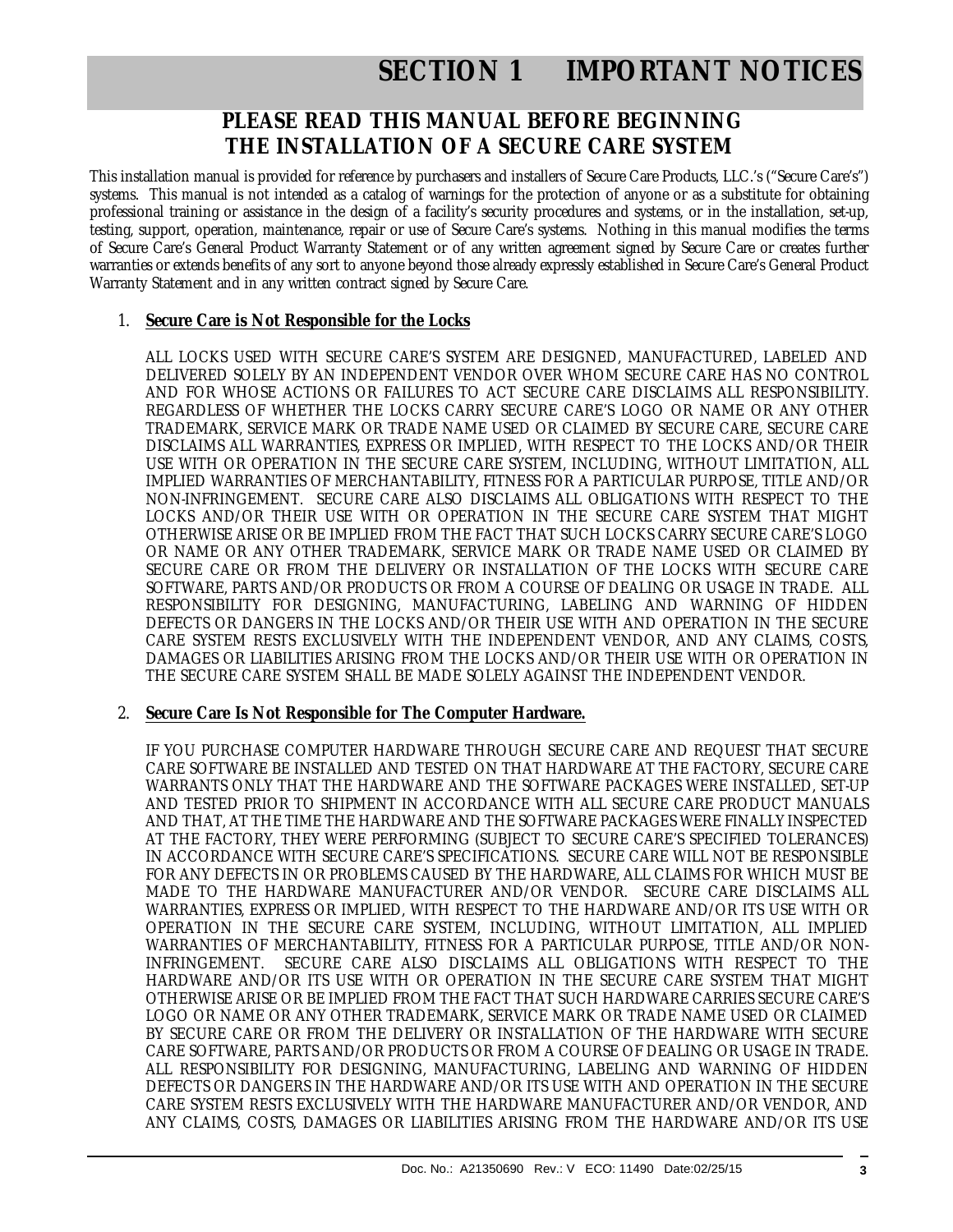# SECTION 1 IMPORTANT NOTICES

## PLEASE READ THIS MANUAL BEFORE BEGINNING THE INSTALLATION OF A SECURE CARE SYSTEM

This installation manual is provided for reference by purchasers and installers of Secure Care Products, LLC.'s ("Secure Care's") systems. This manual is not intended as a catalog of warnings for the protection of anyone or as a substitute for obtaining professional training or assistance in the design of a facility's security procedures and systems, or in the installation, set-up, testing, support, operation, maintenance, repair or use of Secure Care's systems. Nothing in this manual modifies the terms of Secure Care's General Product Warranty Statement or of any written agreement signed by Secure Care or creates further warranties or extends benefits of any sort to anyone beyond those already expressly established in Secure Care's General Product Warranty Statement and in any written contract signed by Secure Care.

1. **<u>Secure Care is Not Responsible for the Locks</u>**

   ALL LOCKS USED WITH SECURE CARE'S SYSTEM ARE DESIGNED, MANUFACTURED, LABELED AND DELIVERED SOLELY BY AN INDEPENDENT VENDOR OVER WHOM SECURE CARE HAS NO CONTROL AND FOR WHOSE ACTIONS OR FAILURES TO ACT SECURE CARE DISCLAIMS ALL RESPONSIBILITY. REGARDLESS OF WHETHER THE LOCKS CARRY SECURE CARE'S LOGO OR NAME OR ANY OTHER TRADEMARK, SERVICE MARK OR TRADE NAME USED OR CLAIMED BY SECURE CARE, SECURE CARE DISCLAIMS ALL WARRANTIES, EXPRESS OR IMPLIED, WITH RESPECT TO THE LOCKS AND/OR THEIR USE WITH OR OPERATION IN THE SECURE CARE SYSTEM, INCLUDING, WITHOUT LIMITATION, ALL IMPLIED WARRANTIES OF MERCHANTABILITY, FITNESS FOR A PARTICULAR PURPOSE, TITLE AND/OR NON-INFRINGEMENT. SECURE CARE ALSO DISCLAIMS ALL OBLIGATIONS WITH RESPECT TO THE LOCKS AND/OR THEIR USE WITH OR OPERATION IN THE SECURE CARE SYSTEM THAT MIGHT OTHERWISE ARISE OR BE IMPLIED FROM THE FACT THAT SUCH LOCKS CARRY SECURE CARE'S LOGO OR NAME OR ANY OTHER TRADEMARK, SERVICE MARK OR TRADE NAME USED OR CLAIMED BY SECURE CARE OR FROM THE DELIVERY OR INSTALLATION OF THE LOCKS WITH SECURE CARE SOFTWARE, PARTS AND/OR PRODUCTS OR FROM A COURSE OF DEALING OR USAGE IN TRADE. ALL RESPONSIBILITY FOR DESIGNING, MANUFACTURING, LABELING AND WARNING OF HIDDEN DEFECTS OR DANGERS IN THE LOCKS AND/OR THEIR USE WITH AND OPERATION IN THE SECURE CARE SYSTEM RESTS EXCLUSIVELY WITH THE INDEPENDENT VENDOR, AND ANY CLAIMS, COSTS, DAMAGES OR LIABILITIES ARISING FROM THE LOCKS AND/OR THEIR USE WITH OR OPERATION IN THE SECURE CARE SYSTEM SHALL BE MADE SOLELY AGAINST THE INDEPENDENT VENDOR.

2. **<u>Secure Care Is Not Responsible for The Computer Hardware.</u>**

   IF YOU PURCHASE COMPUTER HARDWARE THROUGH SECURE CARE AND REQUEST THAT SECURE CARE SOFTWARE BE INSTALLED AND TESTED ON THAT HARDWARE AT THE FACTORY, SECURE CARE WARRANTS ONLY THAT THE HARDWARE AND THE SOFTWARE PACKAGES WERE INSTALLED, SET-UP AND TESTED PRIOR TO SHIPMENT IN ACCORDANCE WITH ALL SECURE CARE PRODUCT MANUALS AND THAT, AT THE TIME THE HARDWARE AND THE SOFTWARE PACKAGES WERE FINALLY INSPECTED AT THE FACTORY, THEY WERE PERFORMING (SUBJECT TO SECURE CARE'S SPECIFIED TOLERANCES) IN ACCORDANCE WITH SECURE CARE'S SPECIFICATIONS. SECURE CARE WILL NOT BE RESPONSIBLE FOR ANY DEFECTS IN OR PROBLEMS CAUSED BY THE HARDWARE, ALL CLAIMS FOR WHICH MUST BE MADE TO THE HARDWARE MANUFACTURER AND/OR VENDOR. SECURE CARE DISCLAIMS ALL WARRANTIES, EXPRESS OR IMPLIED, WITH RESPECT TO THE HARDWARE AND/OR ITS USE WITH OR OPERATION IN THE SECURE CARE SYSTEM, INCLUDING, WITHOUT LIMITATION, ALL IMPLIED WARRANTIES OF MERCHANTABILITY, FITNESS FOR A PARTICULAR PURPOSE, TITLE AND/OR NON-INFRINGEMENT. SECURE CARE ALSO DISCLAIMS ALL OBLIGATIONS WITH RESPECT TO THE HARDWARE AND/OR ITS USE WITH OR OPERATION IN THE SECURE CARE SYSTEM THAT MIGHT OTHERWISE ARISE OR BE IMPLIED FROM THE FACT THAT SUCH HARDWARE CARRIES SECURE CARE'S LOGO OR NAME OR ANY OTHER TRADEMARK, SERVICE MARK OR TRADE NAME USED OR CLAIMED BY SECURE CARE OR FROM THE DELIVERY OR INSTALLATION OF THE HARDWARE WITH SECURE CARE SOFTWARE, PARTS AND/OR PRODUCTS OR FROM A COURSE OF DEALING OR USAGE IN TRADE. ALL RESPONSIBILITY FOR DESIGNING, MANUFACTURING, LABELING AND WARNING OF HIDDEN DEFECTS OR DANGERS IN THE HARDWARE AND/OR ITS USE WITH AND OPERATION IN THE SECURE CARE SYSTEM RESTS EXCLUSIVELY WITH THE HARDWARE MANUFACTURER AND/OR VENDOR, AND ANY CLAIMS, COSTS, DAMAGES OR LIABILITIES ARISING FROM THE HARDWARE AND/OR ITS USE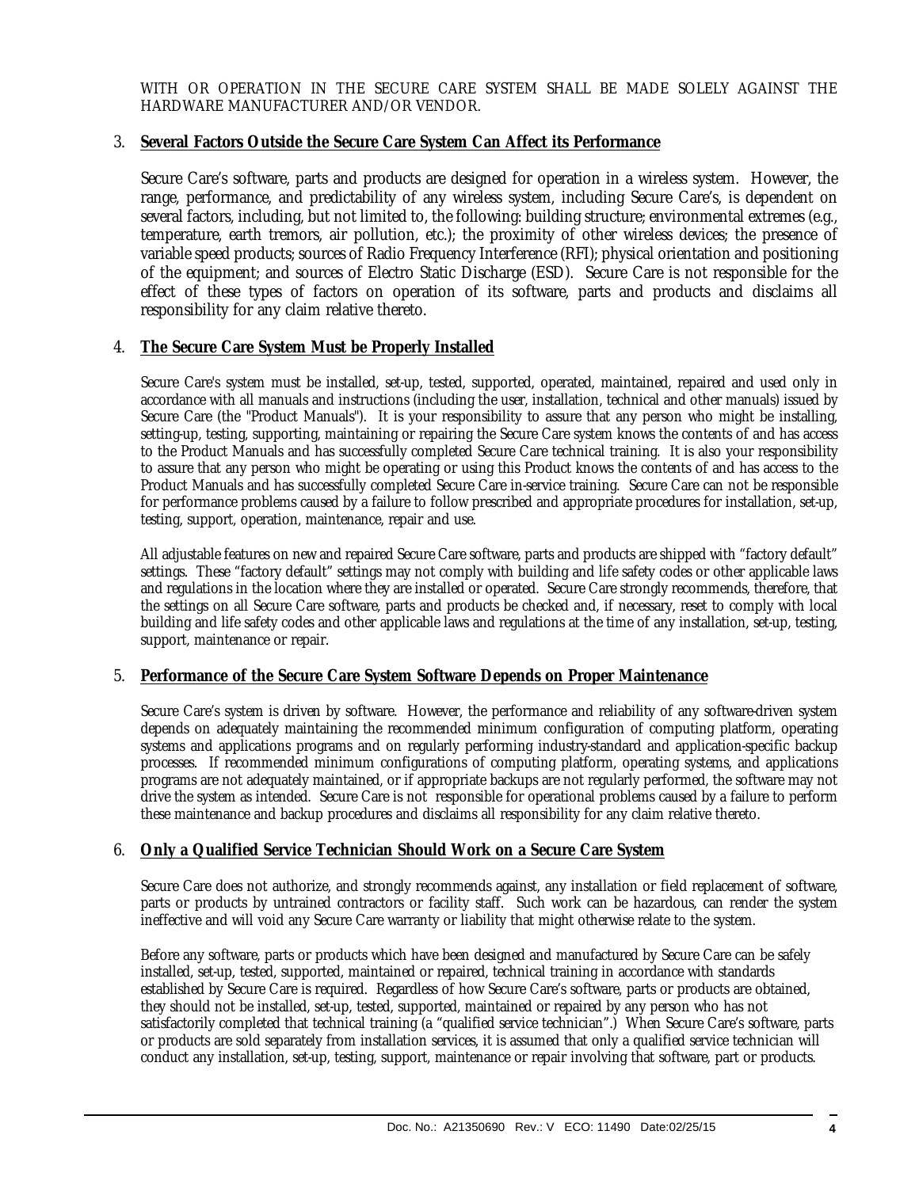WITH OR OPERATION IN THE SECURE CARE SYSTEM SHALL BE MADE SOLELY AGAINST THE HARDWARE MANUFACTURER AND/OR VENDOR.

3. **Several Factors Outside the Secure Care System Can Affect its Performance**

   Secure Care's software, parts and products are designed for operation in a wireless system. However, the range, performance, and predictability of any wireless system, including Secure Care's, is dependent on several factors, including, but not limited to, the following: building structure; environmental extremes (e.g., temperature, earth tremors, air pollution, etc.); the proximity of other wireless devices; the presence of variable speed products; sources of Radio Frequency Interference (RFI); physical orientation and positioning of the equipment; and sources of Electro Static Discharge (ESD). Secure Care is not responsible for the effect of these types of factors on operation of its software, parts and products and disclaims all responsibility for any claim relative thereto.

4. **The Secure Care System Must be Properly Installed**

   Secure Care's system must be installed, set-up, tested, supported, operated, maintained, repaired and used only in accordance with all manuals and instructions (including the user, installation, technical and other manuals) issued by Secure Care (the "Product Manuals"). It is your responsibility to assure that any person who might be installing, setting-up, testing, supporting, maintaining or repairing the Secure Care system knows the contents of and has access to the Product Manuals and has successfully completed Secure Care technical training. It is also your responsibility to assure that any person who might be operating or using this Product knows the contents of and has access to the Product Manuals and has successfully completed Secure Care in-service training. Secure Care can not be responsible for performance problems caused by a failure to follow prescribed and appropriate procedures for installation, set-up, testing, support, operation, maintenance, repair and use.

   All adjustable features on new and repaired Secure Care software, parts and products are shipped with "factory default" settings. These "factory default" settings may not comply with building and life safety codes or other applicable laws and regulations in the location where they are installed or operated. Secure Care strongly recommends, therefore, that the settings on all Secure Care software, parts and products be checked and, if necessary, reset to comply with local building and life safety codes and other applicable laws and regulations at the time of any installation, set-up, testing, support, maintenance or repair.

5. **Performance of the Secure Care System Software Depends on Proper Maintenance**

   Secure Care's system is driven by software. However, the performance and reliability of any software-driven system depends on adequately maintaining the recommended minimum configuration of computing platform, operating systems and applications programs and on regularly performing industry-standard and application-specific backup processes. If recommended minimum configurations of computing platform, operating systems, and applications programs are not adequately maintained, or if appropriate backups are not regularly performed, the software may not drive the system as intended. Secure Care is not responsible for operational problems caused by a failure to perform these maintenance and backup procedures and disclaims all responsibility for any claim relative thereto.

6. **Only a Qualified Service Technician Should Work on a Secure Care System**

   Secure Care does not authorize, and strongly recommends against, any installation or field replacement of software, parts or products by untrained contractors or facility staff. Such work can be hazardous, can render the system ineffective and will void any Secure Care warranty or liability that might otherwise relate to the system.

   Before any software, parts or products which have been designed and manufactured by Secure Care can be safely installed, set-up, tested, supported, maintained or repaired, technical training in accordance with standards established by Secure Care is required. Regardless of how Secure Care's software, parts or products are obtained, they should not be installed, set-up, tested, supported, maintained or repaired by any person who has not satisfactorily completed that technical training (a "qualified service technician".) When Secure Care's software, parts or products are sold separately from installation services, it is assumed that only a qualified service technician will conduct any installation, set-up, testing, support, maintenance or repair involving that software, part or products.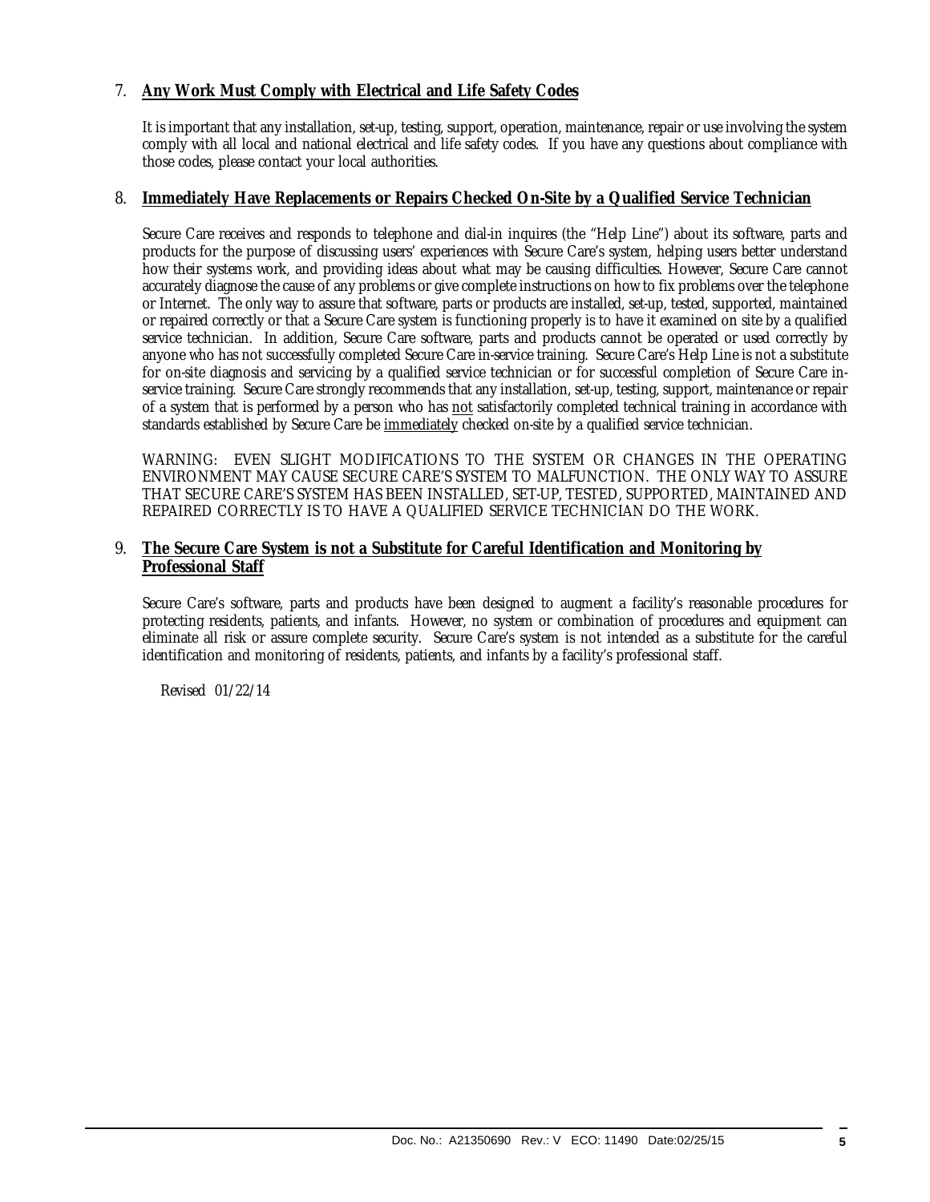7. **Any Work Must Comply with Electrical and Life Safety Codes**

   It is important that any installation, set-up, testing, support, operation, maintenance, repair or use involving the system comply with all local and national electrical and life safety codes. If you have any questions about compliance with those codes, please contact your local authorities.

8. **Immediately Have Replacements or Repairs Checked On-Site by a Qualified Service Technician**

   Secure Care receives and responds to telephone and dial-in inquires (the "Help Line") about its software, parts and products for the purpose of discussing users' experiences with Secure Care's system, helping users better understand how their systems work, and providing ideas about what may be causing difficulties. However, Secure Care cannot accurately diagnose the cause of any problems or give complete instructions on how to fix problems over the telephone or Internet. The only way to assure that software, parts or products are installed, set-up, tested, supported, maintained or repaired correctly or that a Secure Care system is functioning properly is to have it examined on site by a qualified service technician. In addition, Secure Care software, parts and products cannot be operated or used correctly by anyone who has not successfully completed Secure Care in-service training. Secure Care's Help Line is not a substitute for on-site diagnosis and servicing by a qualified service technician or for successful completion of Secure Care in-service training. Secure Care strongly recommends that any installation, set-up, testing, support, maintenance or repair of a system that is performed by a person who has <u>not</u> satisfactorily completed technical training in accordance with standards established by Secure Care be <u>immediately</u> checked on-site by a qualified service technician.

   WARNING: EVEN SLIGHT MODIFICATIONS TO THE SYSTEM OR CHANGES IN THE OPERATING ENVIRONMENT MAY CAUSE SECURE CARE'S SYSTEM TO MALFUNCTION. THE ONLY WAY TO ASSURE THAT SECURE CARE'S SYSTEM HAS BEEN INSTALLED, SET-UP, TESTED, SUPPORTED, MAINTAINED AND REPAIRED CORRECTLY IS TO HAVE A QUALIFIED SERVICE TECHNICIAN DO THE WORK.

9. **The Secure Care System is not a Substitute for Careful Identification and Monitoring by Professional Staff**

   Secure Care's software, parts and products have been designed to augment a facility's reasonable procedures for protecting residents, patients, and infants. However, no system or combination of procedures and equipment can eliminate all risk or assure complete security. Secure Care's system is not intended as a substitute for the careful identification and monitoring of residents, patients, and infants by a facility's professional staff.

   *Revised 01/22/14*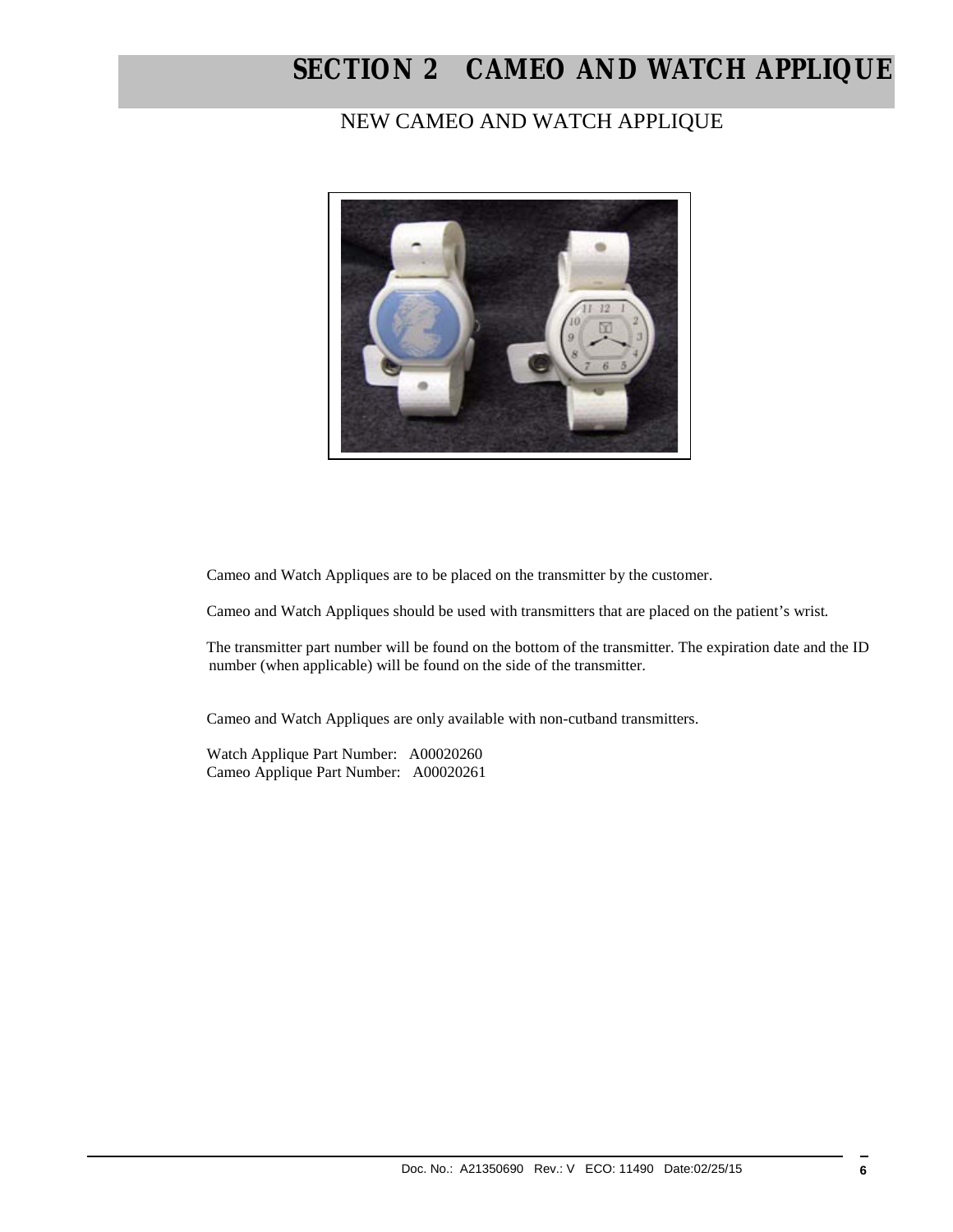# SECTION 2 CAMEO AND WATCH APPLIQUE

## NEW CAMEO AND WATCH APPLIQUE

Cameo and Watch Appliques are to be placed on the transmitter by the customer.

Cameo and Watch Appliques should be used with transmitters that are placed on the patient's wrist.

The transmitter part number will be found on the bottom of the transmitter. The expiration date and the ID number (when applicable) will be found on the side of the transmitter.

Cameo and Watch Appliques are only available with non-cutband transmitters.

Watch Applique Part Number: A00020260
Cameo Applique Part Number: A00020261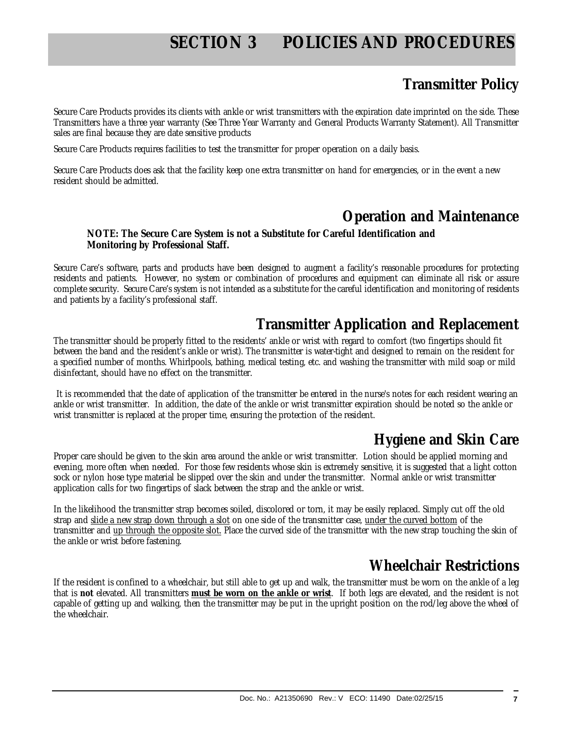# SECTION 3 POLICIES AND PROCEDURES

## Transmitter Policy

Secure Care Products provides its clients with ankle or wrist transmitters with the expiration date imprinted on the side. These Transmitters have a three year warranty (See Three Year Warranty and General Products Warranty Statement). All Transmitter sales are final because they are date sensitive products

Secure Care Products requires facilities to test the transmitter for proper operation on a daily basis.

Secure Care Products does ask that the facility keep one extra transmitter on hand for emergencies, or in the event a new resident should be admitted.

## Operation and Maintenance

**NOTE: The Secure Care System is not a Substitute for Careful Identification and Monitoring by Professional Staff.**

Secure Care's software, parts and products have been designed to augment a facility's reasonable procedures for protecting residents and patients. However, no system or combination of procedures and equipment can eliminate all risk or assure complete security. Secure Care's system is not intended as a substitute for the careful identification and monitoring of residents and patients by a facility's professional staff.

## Transmitter Application and Replacement

The transmitter should be properly fitted to the residents' ankle or wrist with regard to comfort (two fingertips should fit between the band and the resident's ankle or wrist). The transmitter is water-tight and designed to remain on the resident for a specified number of months. Whirlpools, bathing, medical testing, etc. and washing the transmitter with mild soap or mild disinfectant, should have no effect on the transmitter.

It is recommended that the date of application of the transmitter be entered in the nurse's notes for each resident wearing an ankle or wrist transmitter. In addition, the date of the ankle or wrist transmitter expiration should be noted so the ankle or wrist transmitter is replaced at the proper time, ensuring the protection of the resident.

## Hygiene and Skin Care

Proper care should be given to the skin area around the ankle or wrist transmitter. Lotion should be applied morning and evening, more often when needed. For those few residents whose skin is extremely sensitive, it is suggested that a light cotton sock or nylon hose type material be slipped over the skin and under the transmitter. Normal ankle or wrist transmitter application calls for two fingertips of slack between the strap and the ankle or wrist.

In the likelihood the transmitter strap becomes soiled, discolored or torn, it may be easily replaced. Simply cut off the old strap and <u>slide a new strap down through a slot</u> on one side of the transmitter case, <u>under the curved bottom</u> of the transmitter and <u>up through the opposite slot.</u> Place the curved side of the transmitter with the new strap touching the skin of the ankle or wrist before fastening.

## Wheelchair Restrictions

If the resident is confined to a wheelchair, but still able to get up and walk, the transmitter must be worn on the ankle of a leg that is **not** elevated. All transmitters **<u>must be worn on the ankle or wrist</u>**. If both legs are elevated, and the resident is not capable of getting up and walking, then the transmitter may be put in the upright position on the rod/leg above the wheel of the wheelchair.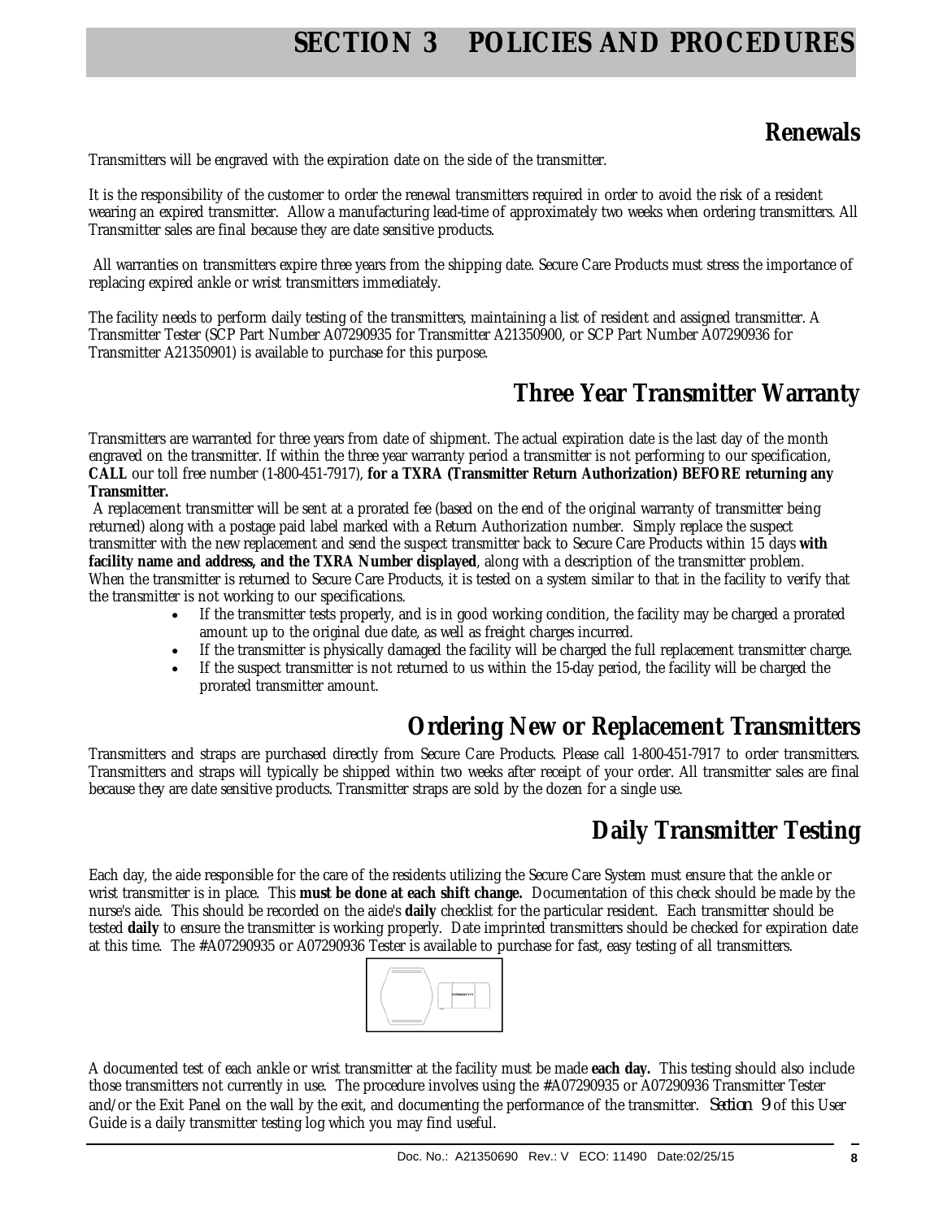# SECTION 3 POLICIES AND PROCEDURES

## Renewals

Transmitters will be engraved with the expiration date on the side of the transmitter.

It is the responsibility of the customer to order the renewal transmitters required in order to avoid the risk of a resident wearing an expired transmitter. Allow a manufacturing lead-time of approximately two weeks when ordering transmitters. All Transmitter sales are final because they are date sensitive products.

All warranties on transmitters expire three years from the shipping date. Secure Care Products must stress the importance of replacing expired ankle or wrist transmitters immediately.

The facility needs to perform daily testing of the transmitters, maintaining a list of resident and assigned transmitter. A Transmitter Tester (SCP Part Number A07290935 for Transmitter A21350900, or SCP Part Number A07290936 for Transmitter A21350901) is available to purchase for this purpose.

## Three Year Transmitter Warranty

Transmitters are warranted for three years from date of shipment. The actual expiration date is the last day of the month engraved on the transmitter. If within the three year warranty period a transmitter is not performing to our specification, **CALL** our toll free number (1-800-451-7917), **for a TXRA (Transmitter Return Authorization) BEFORE returning any Transmitter.**

A replacement transmitter will be sent at a prorated fee (based on the end of the original warranty of transmitter being returned) along with a postage paid label marked with a Return Authorization number. Simply replace the suspect transmitter with the new replacement and send the suspect transmitter back to Secure Care Products within 15 days **with facility name and address, and the TXRA Number displayed**, along with a description of the transmitter problem. When the transmitter is returned to Secure Care Products, it is tested on a system similar to that in the facility to verify that the transmitter is not working to our specifications.

- If the transmitter tests properly, and is in good working condition, the facility may be charged a prorated amount up to the original due date, as well as freight charges incurred.
- If the transmitter is physically damaged the facility will be charged the full replacement transmitter charge.
- If the suspect transmitter is not returned to us within the 15-day period, the facility will be charged the prorated transmitter amount.

## Ordering New or Replacement Transmitters

Transmitters and straps are purchased directly from Secure Care Products. Please call 1-800-451-7917 to order transmitters. Transmitters and straps will typically be shipped within two weeks after receipt of your order. All transmitter sales are final because they are date sensitive products. Transmitter straps are sold by the dozen for a single use.

## Daily Transmitter Testing

Each day, the aide responsible for the care of the residents utilizing the Secure Care System must ensure that the ankle or wrist transmitter is in place. This **must be done at each shift change.** Documentation of this check should be made by the nurse's aide. This should be recorded on the aide's **daily** checklist for the particular resident. Each transmitter should be tested **daily** to ensure the transmitter is working properly. Date imprinted transmitters should be checked for expiration date at this time. The #A07290935 or A07290936 Tester is available to purchase for fast, easy testing of all transmitters.

A documented test of each ankle or wrist transmitter at the facility must be made **each day.** This testing should also include those transmitters not currently in use. The procedure involves using the #A07290935 or A07290936 Transmitter Tester and/or the Exit Panel on the wall by the exit, and documenting the performance of the transmitter. *Section 9* of this User Guide is a daily transmitter testing log which you may find useful.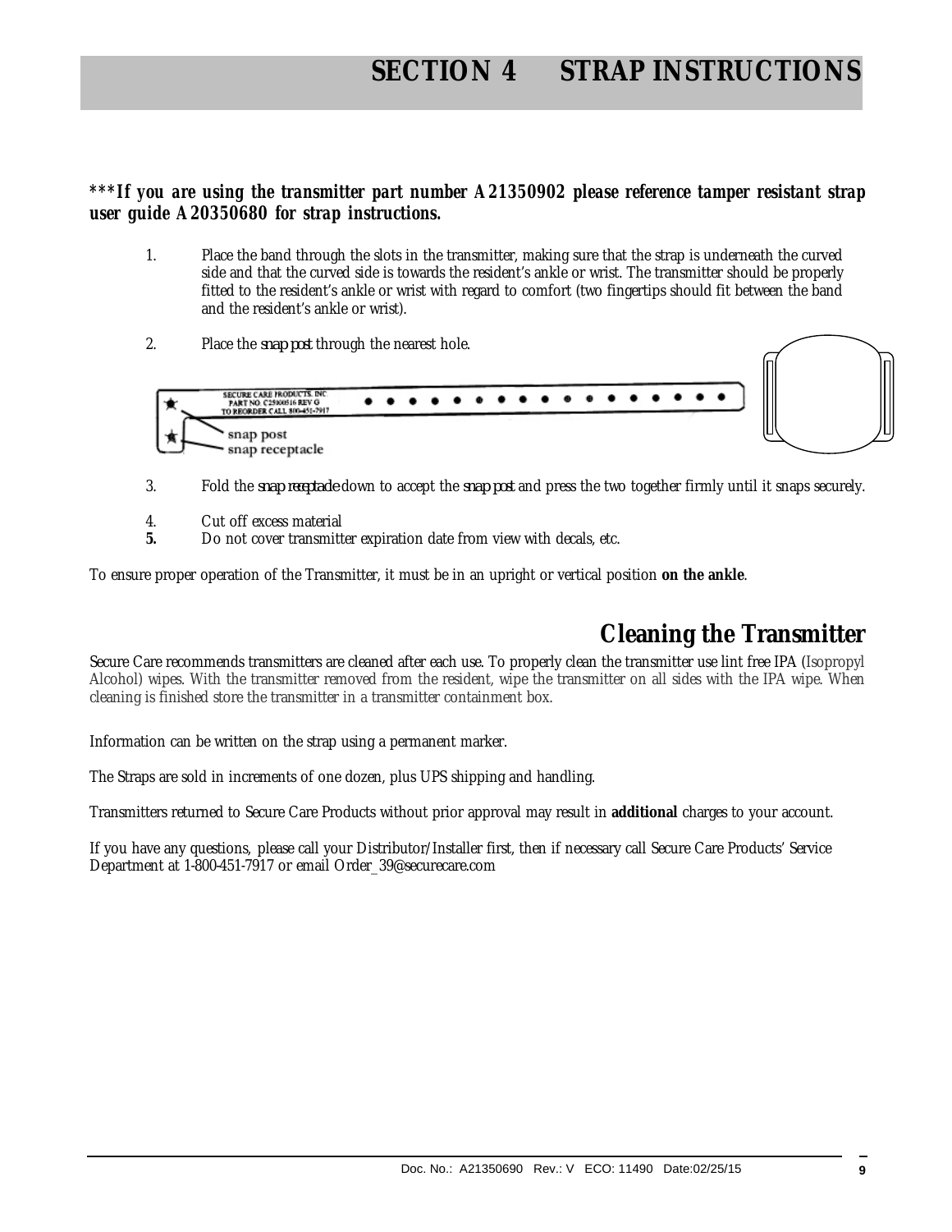# SECTION 4 STRAP INSTRUCTIONS

***If you are using the transmitter part number A21350902 please reference tamper resistant strap user guide A20350680 for strap instructions.**

1. Place the band through the slots in the transmitter, making sure that the strap is underneath the curved side and that the curved side is towards the resident's ankle or wrist. The transmitter should be properly fitted to the resident's ankle or wrist with regard to comfort (two fingertips should fit between the band and the resident's ankle or wrist).

2. Place the *snap post* through the nearest hole.

3. Fold the *snap receptacle* down to accept the *snap post* and press the two together firmly until it snaps securely.

4. Cut off excess material
5. Do not cover transmitter expiration date from view with decals, etc.

To ensure proper operation of the Transmitter, it must be in an upright or vertical position **on the ankle**.

## Cleaning the Transmitter

Secure Care recommends transmitters are cleaned after each use. To properly clean the transmitter use lint free IPA (Isopropyl Alcohol) wipes. With the transmitter removed from the resident, wipe the transmitter on all sides with the IPA wipe. When cleaning is finished store the transmitter in a transmitter containment box.

Information can be written on the strap using a permanent marker.

The Straps are sold in increments of one dozen, plus UPS shipping and handling.

Transmitters returned to Secure Care Products without prior approval may result in **additional** charges to your account.

If you have any questions, please call your Distributor/Installer first, then if necessary call Secure Care Products' Service Department at 1-800-451-7917 or email Order_39@securecare.com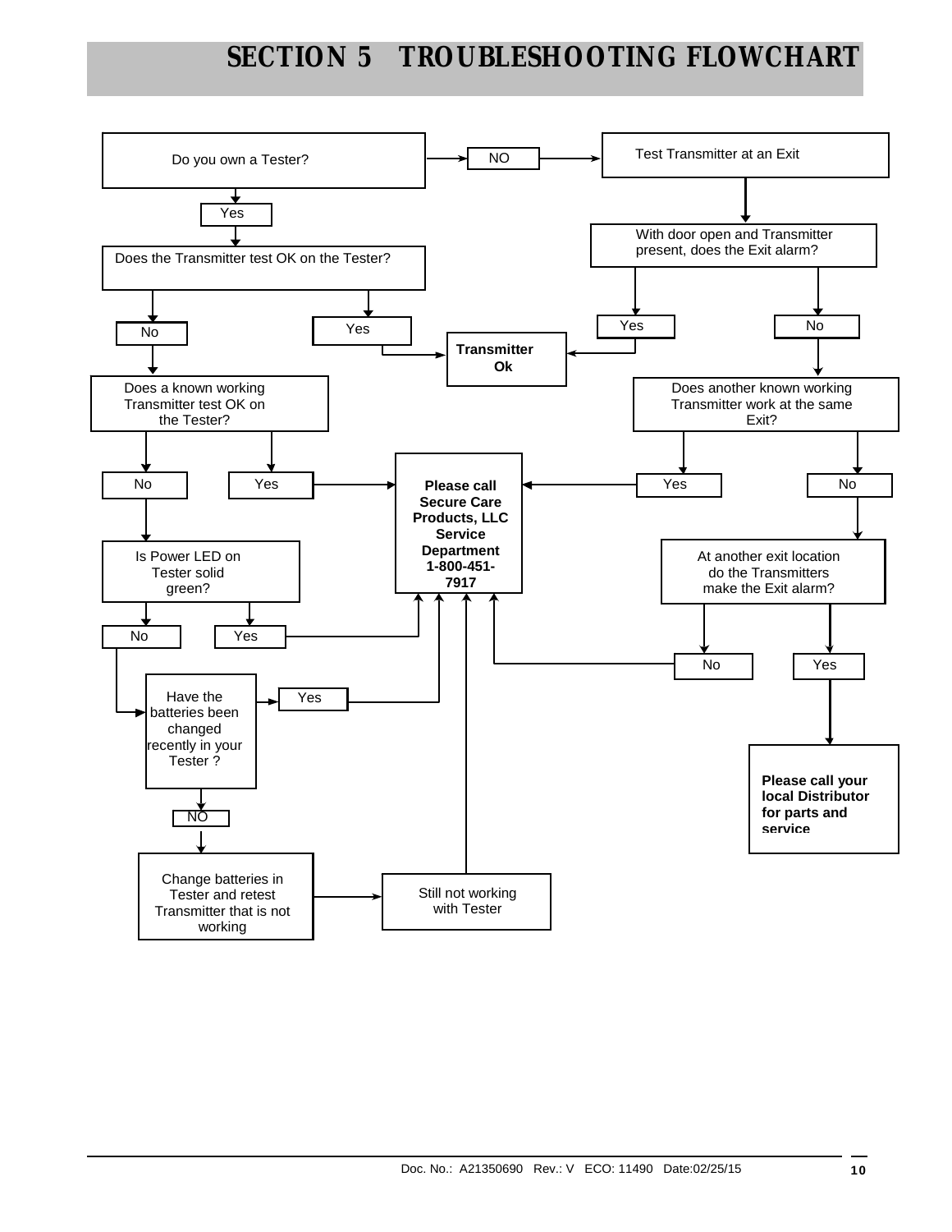# SECTION 5 TROUBLESHOOTING FLOWCHART

Do you own a Tester?

- **NO** → Test Transmitter at an Exit
  - With door open and Transmitter present, does the Exit alarm?
    - **Yes** → **Transmitter Ok**
    - **No** → Does another known working Transmitter work at the same Exit?
      - **Yes** → **Please call Secure Care Products, LLC Service Department 1-800-451-7917**
      - **No** → At another exit location do the Transmitters make the Exit alarm?
        - **No** → **Please call Secure Care Products, LLC Service Department 1-800-451-7917**
        - **Yes** → **Please call your local Distributor for parts and service**

- **Yes** → Does the Transmitter test OK on the Tester?
  - **Yes** → **Transmitter Ok**
  - **No** → Does a known working Transmitter test OK on the Tester?
    - **Yes** → **Please call Secure Care Products, LLC Service Department 1-800-451-7917**
    - **No** → Is Power LED on Tester solid green?
      - **Yes** → **Please call Secure Care Products, LLC Service Department 1-800-451-7917**
      - **No** → Have the batteries been changed recently in your Tester ?
        - **Yes** → **Please call Secure Care Products, LLC Service Department 1-800-451-7917**
        - **NO** → Change batteries in Tester and retest Transmitter that is not working → Still not working with Tester → **Please call Secure Care Products, LLC Service Department 1-800-451-7917**

Doc. No.: A21350690 Rev.: V ECO: 11490 Date:02/25/15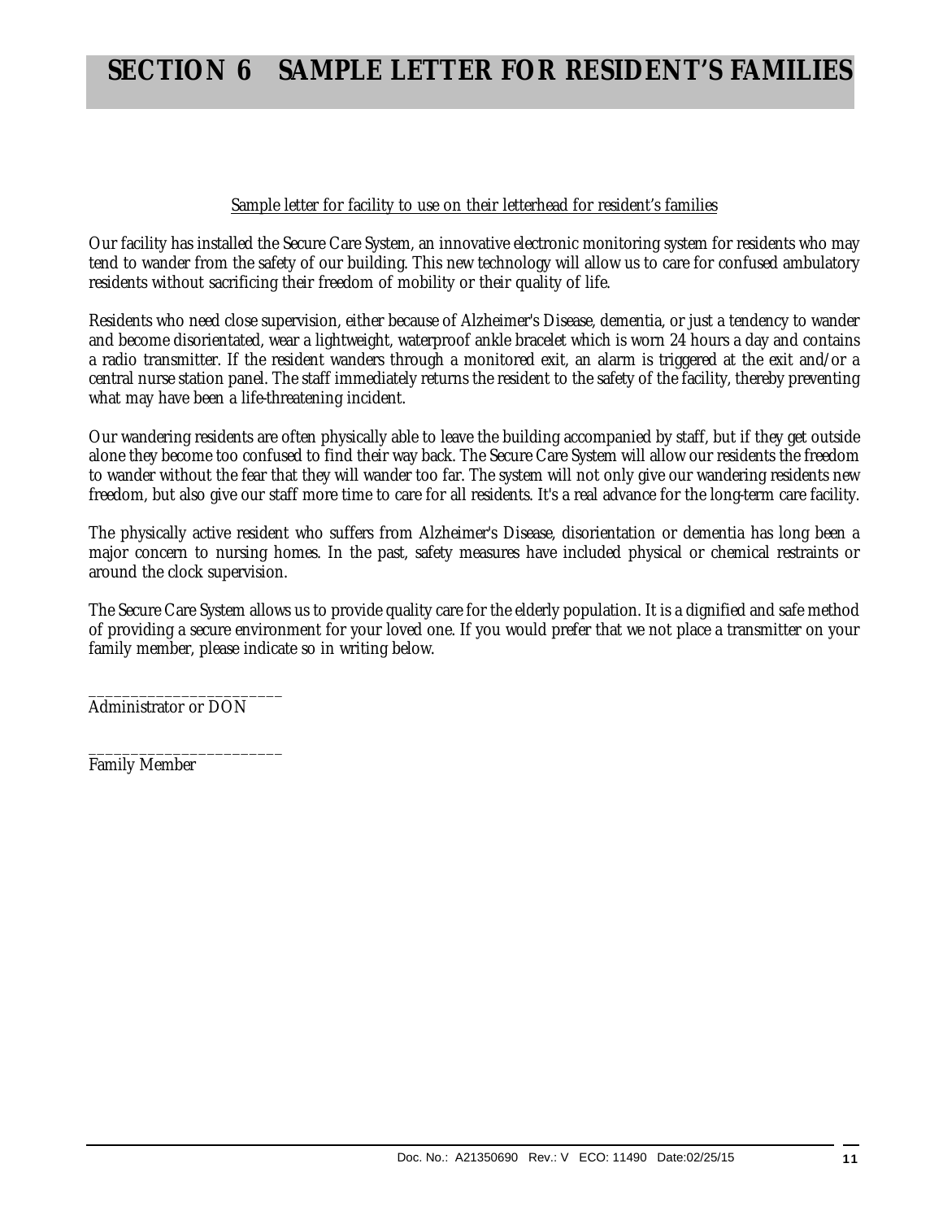# SECTION 6 SAMPLE LETTER FOR RESIDENT'S FAMILIES

Sample letter for facility to use on their letterhead for resident's families

Our facility has installed the Secure Care System, an innovative electronic monitoring system for residents who may tend to wander from the safety of our building. This new technology will allow us to care for confused ambulatory residents without sacrificing their freedom of mobility or their quality of life.

Residents who need close supervision, either because of Alzheimer's Disease, dementia, or just a tendency to wander and become disorientated, wear a lightweight, waterproof ankle bracelet which is worn 24 hours a day and contains a radio transmitter. If the resident wanders through a monitored exit, an alarm is triggered at the exit and/or a central nurse station panel. The staff immediately returns the resident to the safety of the facility, thereby preventing what may have been a life-threatening incident.

Our wandering residents are often physically able to leave the building accompanied by staff, but if they get outside alone they become too confused to find their way back. The Secure Care System will allow our residents the freedom to wander without the fear that they will wander too far. The system will not only give our wandering residents new freedom, but also give our staff more time to care for all residents. It's a real advance for the long-term care facility.

The physically active resident who suffers from Alzheimer's Disease, disorientation or dementia has long been a major concern to nursing homes. In the past, safety measures have included physical or chemical restraints or around the clock supervision.

The Secure Care System allows us to provide quality care for the elderly population. It is a dignified and safe method of providing a secure environment for your loved one. If you would prefer that we not place a transmitter on your family member, please indicate so in writing below.

______________________
Administrator or DON

______________________
Family Member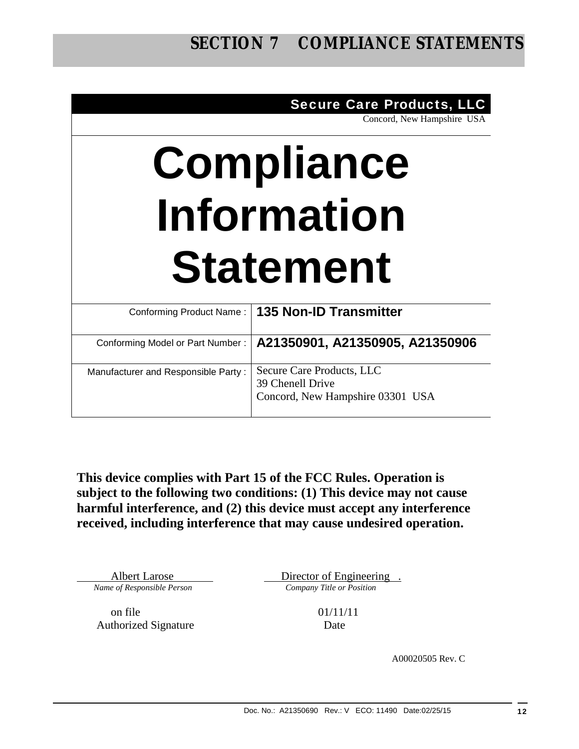# SECTION 7 COMPLIANCE STATEMENTS

**Secure Care Products, LLC**
Concord, New Hampshire USA

# Compliance Information Statement

| | |
|---|---|
| Conforming Product Name : | **135 Non-ID Transmitter** |
| Conforming Model or Part Number : | **A21350901, A21350905, A21350906** |
| Manufacturer and Responsible Party : | Secure Care Products, LLC<br>39 Chenell Drive<br>Concord, New Hampshire 03301 USA |

**This device complies with Part 15 of the FCC Rules. Operation is subject to the following two conditions: (1) This device may not cause harmful interference, and (2) this device must accept any interference received, including interference that may cause undesired operation.**

| | |
|---|---|
| Albert Larose | Director of Engineering . |
| *Name of Responsible Person* | *Company Title or Position* |
| on file | 01/11/11 |
| Authorized Signature | Date |

A00020505 Rev. C

Doc. No.: A21350690 Rev.: V ECO: 11490 Date:02/25/15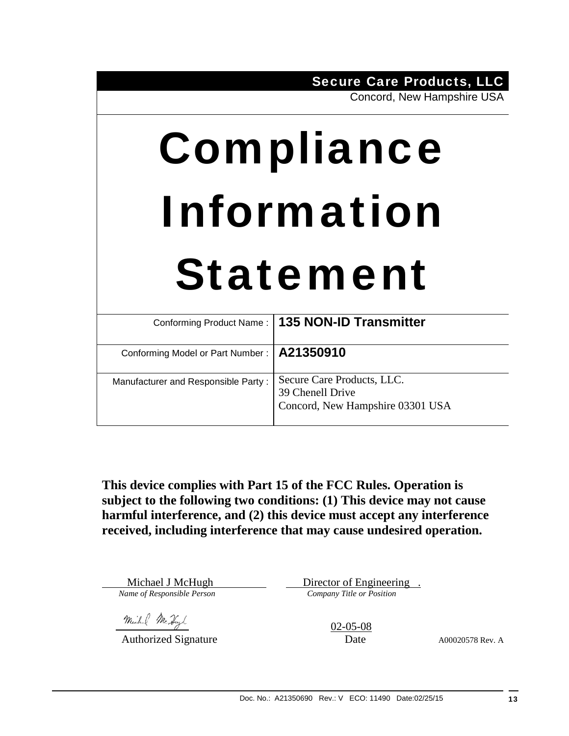**Secure Care Products, LLC**
Concord, New Hampshire USA

# Compliance Information Statement

| Conforming Product Name : | **135 NON-ID Transmitter** |
|---|---|
| Conforming Model or Part Number : | **A21350910** |
| Manufacturer and Responsible Party : | Secure Care Products, LLC.<br>39 Chenell Drive<br>Concord, New Hampshire 03301 USA |

**This device complies with Part 15 of the FCC Rules. Operation is subject to the following two conditions: (1) This device may not cause harmful interference, and (2) this device must accept any interference received, including interference that may cause undesired operation.**

Michael J McHugh
*Name of Responsible Person*

Director of Engineering .
*Company Title or Position*

Authorized Signature

02-05-08
Date

A00020578 Rev. A

Doc. No.: A21350690 Rev.: V ECO: 11490 Date:02/25/15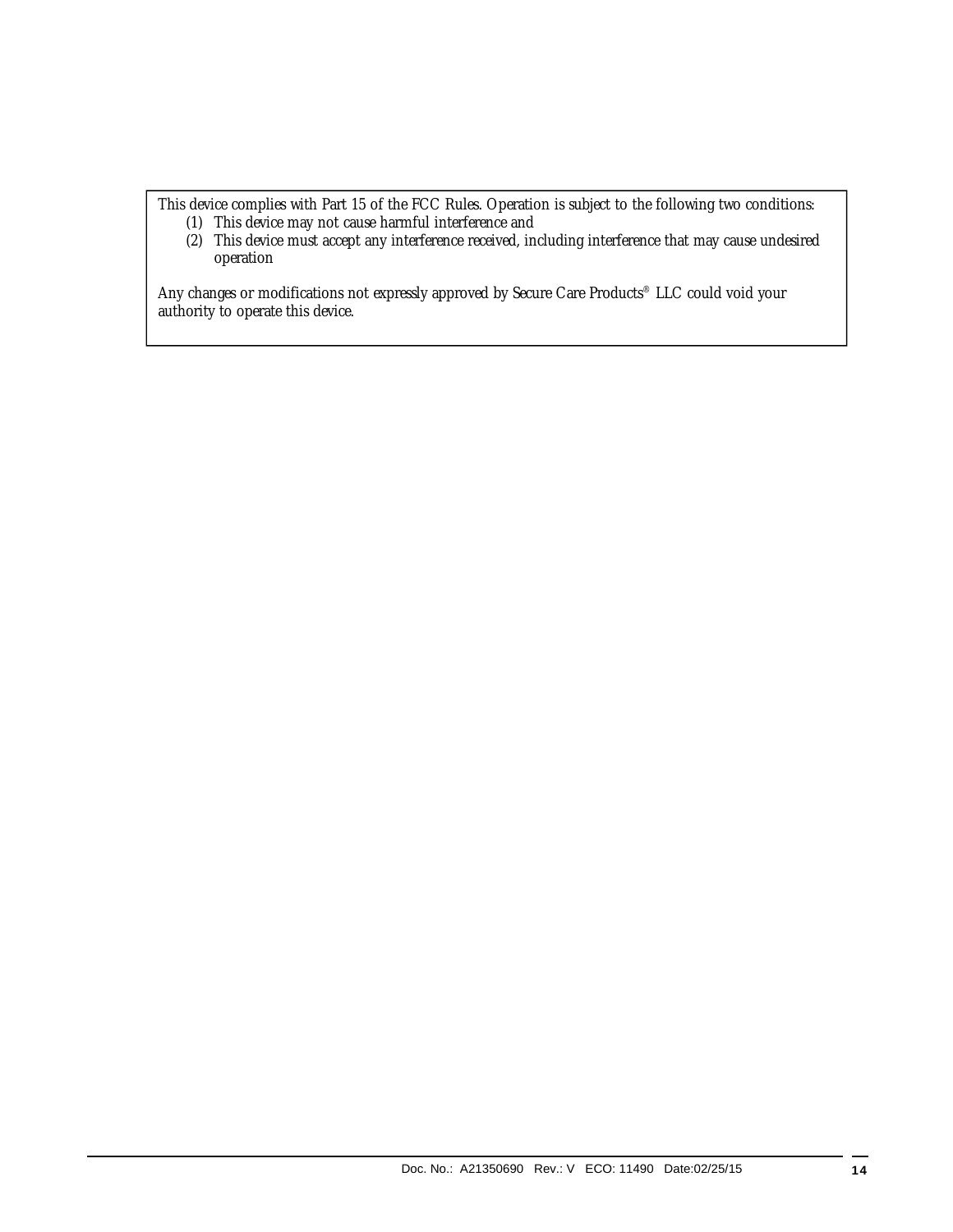This device complies with Part 15 of the FCC Rules. Operation is subject to the following two conditions:

(1) This device may not cause harmful interference and
(2) This device must accept any interference received, including interference that may cause undesired operation

Any changes or modifications not expressly approved by Secure Care Products® LLC could void your authority to operate this device.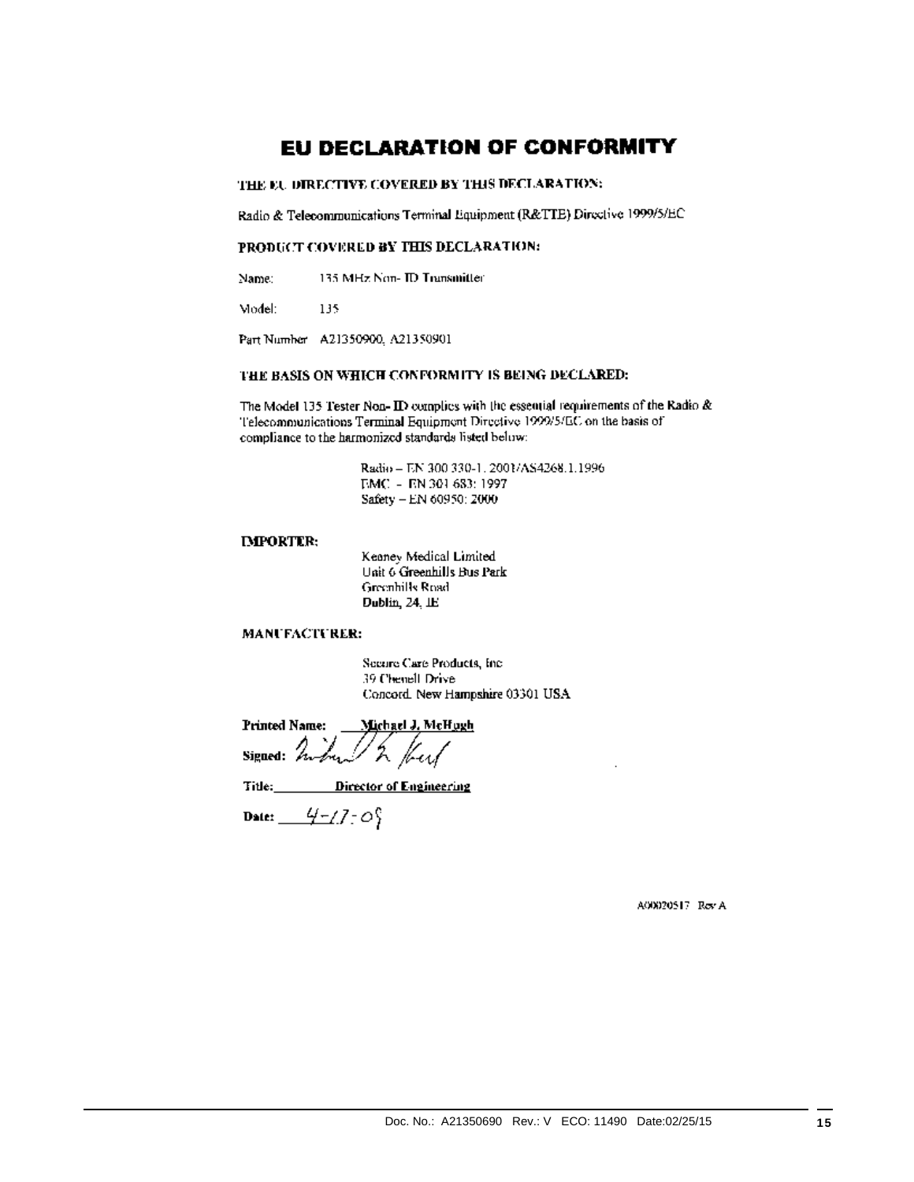# EU DECLARATION OF CONFORMITY

**THE EU DIRECTIVE COVERED BY THIS DECLARATION:**

Radio & Telecommunications Terminal Equipment (R&TTE) Directive 1999/5/EC

**PRODUCT COVERED BY THIS DECLARATION:**

Name: 135 MHz Non- ID Transmitter

Model: 135

Part Number A21350900, A21350901

**THE BASIS ON WHICH CONFORMITY IS BEING DECLARED:**

The Model 135 Tester Non- ID complies with the essential requirements of the Radio & Telecommunications Terminal Equipment Directive 1999/5/EC on the basis of compliance to the harmonized standards listed below:

Radio – EN 300 330-1. 2001/AS4268.1.1996
EMC – EN 301 683: 1997
Safety – EN 60950: 2000

**IMPORTER:**

Keaney Medical Limited
Unit 6 Greenhills Bus Park
Greenhills Road
Dublin, 24, IE

**MANUFACTURER:**

Secure Care Products, Inc
39 Chenell Drive
Concord. New Hampshire 03301 USA

**Printed Name:** Michael J. McHugh

**Signed:** *[signature]*

**Title:** Director of Engineering

**Date:** 4-17-09

A00020517 Rev A

Doc. No.: A21350690 Rev.: V ECO: 11490 Date:02/25/15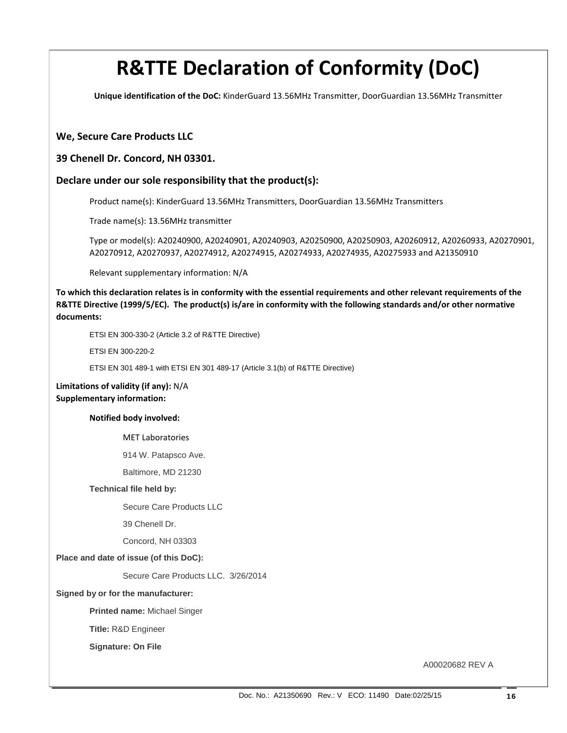# R&TTE Declaration of Conformity (DoC)

**Unique identification of the DoC:** KinderGuard 13.56MHz Transmitter, DoorGuardian 13.56MHz Transmitter

**We, Secure Care Products LLC**

**39 Chenell Dr. Concord, NH 03301.**

**Declare under our sole responsibility that the product(s):**

Product name(s): KinderGuard 13.56MHz Transmitters, DoorGuardian 13.56MHz Transmitters

Trade name(s): 13.56MHz transmitter

Type or model(s): A20240900, A20240901, A20240903, A20250900, A20250903, A20260912, A20260933, A20270901, A20270912, A20270937, A20274912, A20274915, A20274933, A20274935, A20275933 and A21350910

Relevant supplementary information: N/A

**To which this declaration relates is in conformity with the essential requirements and other relevant requirements of the R&TTE Directive (1999/5/EC). The product(s) is/are in conformity with the following standards and/or other normative documents:**

ETSI EN 300-330-2 (Article 3.2 of R&TTE Directive)

ETSI EN 300-220-2

ETSI EN 301 489-1 with ETSI EN 301 489-17 (Article 3.1(b) of R&TTE Directive)

**Limitations of validity (if any):** N/A
**Supplementary information:**

**Notified body involved:**

MET Laboratories

914 W. Patapsco Ave.

Baltimore, MD 21230

**Technical file held by:**

Secure Care Products LLC

39 Chenell Dr.

Concord, NH 03303

**Place and date of issue (of this DoC):**

Secure Care Products LLC. 3/26/2014

**Signed by or for the manufacturer:**

**Printed name:** Michael Singer

**Title:** R&D Engineer

**Signature: On File**

A00020682 REV A

Doc. No.: A21350690 Rev.: V ECO: 11490 Date:02/25/15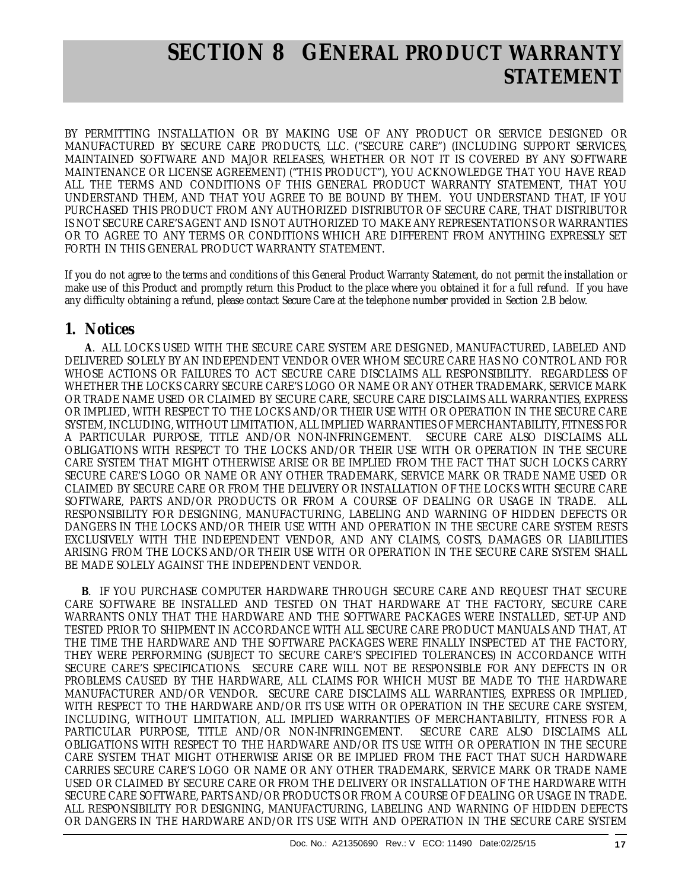# SECTION 8 GENERAL PRODUCT WARRANTY STATEMENT

BY PERMITTING INSTALLATION OR BY MAKING USE OF ANY PRODUCT OR SERVICE DESIGNED OR MANUFACTURED BY SECURE CARE PRODUCTS, LLC. ("SECURE CARE") (INCLUDING SUPPORT SERVICES, MAINTAINED SOFTWARE AND MAJOR RELEASES, WHETHER OR NOT IT IS COVERED BY ANY SOFTWARE MAINTENANCE OR LICENSE AGREEMENT) ("THIS PRODUCT"), YOU ACKNOWLEDGE THAT YOU HAVE READ ALL THE TERMS AND CONDITIONS OF THIS GENERAL PRODUCT WARRANTY STATEMENT, THAT YOU UNDERSTAND THEM, AND THAT YOU AGREE TO BE BOUND BY THEM. YOU UNDERSTAND THAT, IF YOU PURCHASED THIS PRODUCT FROM ANY AUTHORIZED DISTRIBUTOR OF SECURE CARE, THAT DISTRIBUTOR IS NOT SECURE CARE'S AGENT AND IS NOT AUTHORIZED TO MAKE ANY REPRESENTATIONS OR WARRANTIES OR TO AGREE TO ANY TERMS OR CONDITIONS WHICH ARE DIFFERENT FROM ANYTHING EXPRESSLY SET FORTH IN THIS GENERAL PRODUCT WARRANTY STATEMENT.

If you do not agree to the terms and conditions of this General Product Warranty Statement, do not permit the installation or make use of this Product and promptly return this Product to the place where you obtained it for a full refund. If you have any difficulty obtaining a refund, please contact Secure Care at the telephone number provided in Section 2.B below.

## 1. Notices

**A**. ALL LOCKS USED WITH THE SECURE CARE SYSTEM ARE DESIGNED, MANUFACTURED, LABELED AND DELIVERED SOLELY BY AN INDEPENDENT VENDOR OVER WHOM SECURE CARE HAS NO CONTROL AND FOR WHOSE ACTIONS OR FAILURES TO ACT SECURE CARE DISCLAIMS ALL RESPONSIBILITY. REGARDLESS OF WHETHER THE LOCKS CARRY SECURE CARE'S LOGO OR NAME OR ANY OTHER TRADEMARK, SERVICE MARK OR TRADE NAME USED OR CLAIMED BY SECURE CARE, SECURE CARE DISCLAIMS ALL WARRANTIES, EXPRESS OR IMPLIED, WITH RESPECT TO THE LOCKS AND/OR THEIR USE WITH OR OPERATION IN THE SECURE CARE SYSTEM, INCLUDING, WITHOUT LIMITATION, ALL IMPLIED WARRANTIES OF MERCHANTABILITY, FITNESS FOR A PARTICULAR PURPOSE, TITLE AND/OR NON-INFRINGEMENT. SECURE CARE ALSO DISCLAIMS ALL OBLIGATIONS WITH RESPECT TO THE LOCKS AND/OR THEIR USE WITH OR OPERATION IN THE SECURE CARE SYSTEM THAT MIGHT OTHERWISE ARISE OR BE IMPLIED FROM THE FACT THAT SUCH LOCKS CARRY SECURE CARE'S LOGO OR NAME OR ANY OTHER TRADEMARK, SERVICE MARK OR TRADE NAME USED OR CLAIMED BY SECURE CARE OR FROM THE DELIVERY OR INSTALLATION OF THE LOCKS WITH SECURE CARE SOFTWARE, PARTS AND/OR PRODUCTS OR FROM A COURSE OF DEALING OR USAGE IN TRADE. ALL RESPONSIBILITY FOR DESIGNING, MANUFACTURING, LABELING AND WARNING OF HIDDEN DEFECTS OR DANGERS IN THE LOCKS AND/OR THEIR USE WITH AND OPERATION IN THE SECURE CARE SYSTEM RESTS EXCLUSIVELY WITH THE INDEPENDENT VENDOR, AND ANY CLAIMS, COSTS, DAMAGES OR LIABILITIES ARISING FROM THE LOCKS AND/OR THEIR USE WITH OR OPERATION IN THE SECURE CARE SYSTEM SHALL BE MADE SOLELY AGAINST THE INDEPENDENT VENDOR.

**B**. IF YOU PURCHASE COMPUTER HARDWARE THROUGH SECURE CARE AND REQUEST THAT SECURE CARE SOFTWARE BE INSTALLED AND TESTED ON THAT HARDWARE AT THE FACTORY, SECURE CARE WARRANTS ONLY THAT THE HARDWARE AND THE SOFTWARE PACKAGES WERE INSTALLED, SET-UP AND TESTED PRIOR TO SHIPMENT IN ACCORDANCE WITH ALL SECURE CARE PRODUCT MANUALS AND THAT, AT THE TIME THE HARDWARE AND THE SOFTWARE PACKAGES WERE FINALLY INSPECTED AT THE FACTORY, THEY WERE PERFORMING (SUBJECT TO SECURE CARE'S SPECIFIED TOLERANCES) IN ACCORDANCE WITH SECURE CARE'S SPECIFICATIONS. SECURE CARE WILL NOT BE RESPONSIBLE FOR ANY DEFECTS IN OR PROBLEMS CAUSED BY THE HARDWARE, ALL CLAIMS FOR WHICH MUST BE MADE TO THE HARDWARE MANUFACTURER AND/OR VENDOR. SECURE CARE DISCLAIMS ALL WARRANTIES, EXPRESS OR IMPLIED, WITH RESPECT TO THE HARDWARE AND/OR ITS USE WITH OR OPERATION IN THE SECURE CARE SYSTEM, INCLUDING, WITHOUT LIMITATION, ALL IMPLIED WARRANTIES OF MERCHANTABILITY, FITNESS FOR A PARTICULAR PURPOSE, TITLE AND/OR NON-INFRINGEMENT. SECURE CARE ALSO DISCLAIMS ALL OBLIGATIONS WITH RESPECT TO THE HARDWARE AND/OR ITS USE WITH OR OPERATION IN THE SECURE CARE SYSTEM THAT MIGHT OTHERWISE ARISE OR BE IMPLIED FROM THE FACT THAT SUCH HARDWARE CARRIES SECURE CARE'S LOGO OR NAME OR ANY OTHER TRADEMARK, SERVICE MARK OR TRADE NAME USED OR CLAIMED BY SECURE CARE OR FROM THE DELIVERY OR INSTALLATION OF THE HARDWARE WITH SECURE CARE SOFTWARE, PARTS AND/OR PRODUCTS OR FROM A COURSE OF DEALING OR USAGE IN TRADE. ALL RESPONSIBILITY FOR DESIGNING, MANUFACTURING, LABELING AND WARNING OF HIDDEN DEFECTS OR DANGERS IN THE HARDWARE AND/OR ITS USE WITH AND OPERATION IN THE SECURE CARE SYSTEM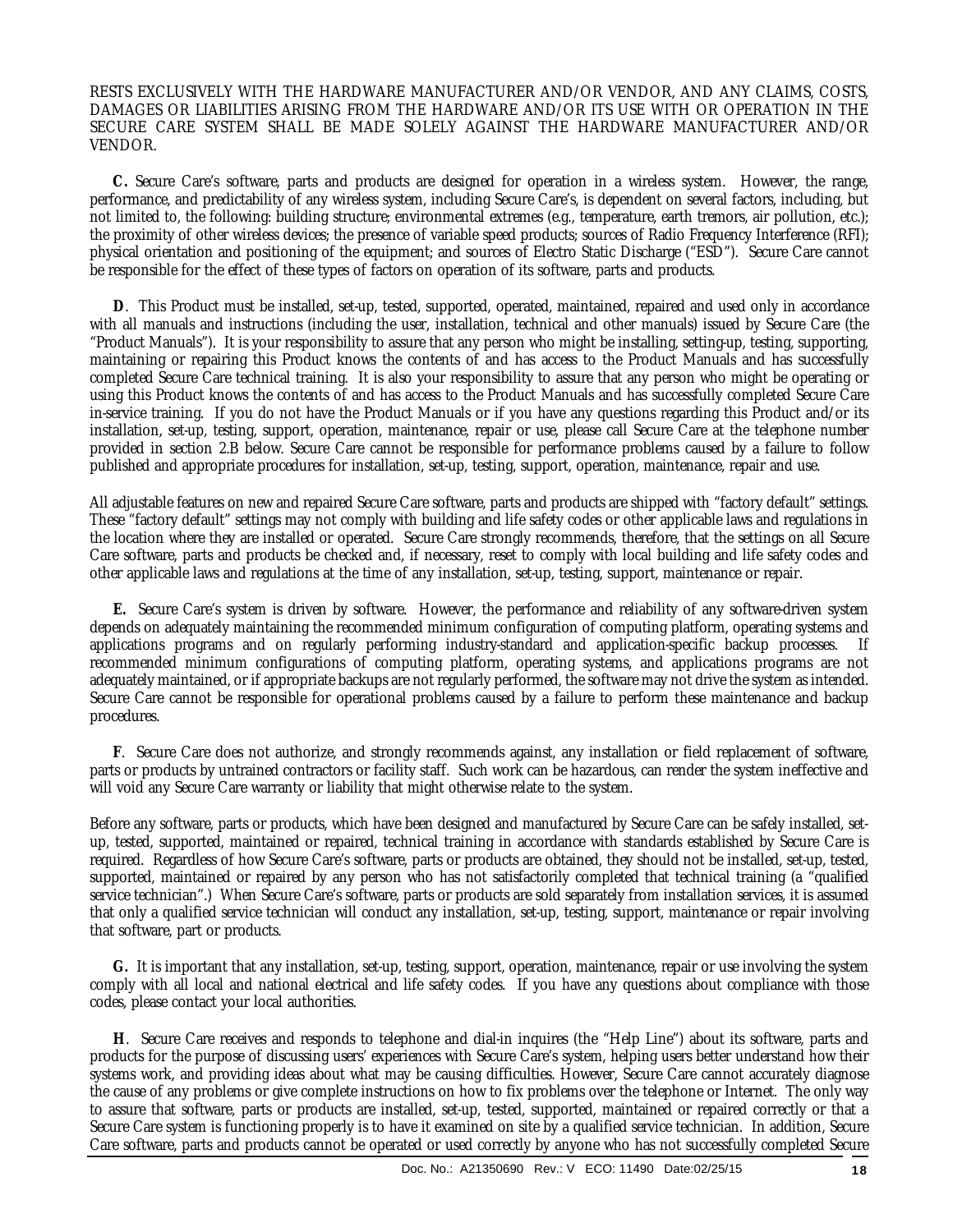RESTS EXCLUSIVELY WITH THE HARDWARE MANUFACTURER AND/OR VENDOR, AND ANY CLAIMS, COSTS, DAMAGES OR LIABILITIES ARISING FROM THE HARDWARE AND/OR ITS USE WITH OR OPERATION IN THE SECURE CARE SYSTEM SHALL BE MADE SOLELY AGAINST THE HARDWARE MANUFACTURER AND/OR VENDOR.

**C.** Secure Care's software, parts and products are designed for operation in a wireless system. However, the range, performance, and predictability of any wireless system, including Secure Care's, is dependent on several factors, including, but not limited to, the following: building structure; environmental extremes (e.g., temperature, earth tremors, air pollution, etc.); the proximity of other wireless devices; the presence of variable speed products; sources of Radio Frequency Interference (RFI); physical orientation and positioning of the equipment; and sources of Electro Static Discharge ("ESD"). Secure Care cannot be responsible for the effect of these types of factors on operation of its software, parts and products.

**D**. This Product must be installed, set-up, tested, supported, operated, maintained, repaired and used only in accordance with all manuals and instructions (including the user, installation, technical and other manuals) issued by Secure Care (the "Product Manuals"). It is your responsibility to assure that any person who might be installing, setting-up, testing, supporting, maintaining or repairing this Product knows the contents of and has access to the Product Manuals and has successfully completed Secure Care technical training. It is also your responsibility to assure that any person who might be operating or using this Product knows the contents of and has access to the Product Manuals and has successfully completed Secure Care in-service training. If you do not have the Product Manuals or if you have any questions regarding this Product and/or its installation, set-up, testing, support, operation, maintenance, repair or use, please call Secure Care at the telephone number provided in section 2.B below. Secure Care cannot be responsible for performance problems caused by a failure to follow published and appropriate procedures for installation, set-up, testing, support, operation, maintenance, repair and use.

All adjustable features on new and repaired Secure Care software, parts and products are shipped with "factory default" settings. These "factory default" settings may not comply with building and life safety codes or other applicable laws and regulations in the location where they are installed or operated. Secure Care strongly recommends, therefore, that the settings on all Secure Care software, parts and products be checked and, if necessary, reset to comply with local building and life safety codes and other applicable laws and regulations at the time of any installation, set-up, testing, support, maintenance or repair.

**E.** Secure Care's system is driven by software. However, the performance and reliability of any software-driven system depends on adequately maintaining the recommended minimum configuration of computing platform, operating systems and applications programs and on regularly performing industry-standard and application-specific backup processes. If recommended minimum configurations of computing platform, operating systems, and applications programs are not adequately maintained, or if appropriate backups are not regularly performed, the software may not drive the system as intended. Secure Care cannot be responsible for operational problems caused by a failure to perform these maintenance and backup procedures.

**F**. Secure Care does not authorize, and strongly recommends against, any installation or field replacement of software, parts or products by untrained contractors or facility staff. Such work can be hazardous, can render the system ineffective and will void any Secure Care warranty or liability that might otherwise relate to the system.

Before any software, parts or products, which have been designed and manufactured by Secure Care can be safely installed, set-up, tested, supported, maintained or repaired, technical training in accordance with standards established by Secure Care is required. Regardless of how Secure Care's software, parts or products are obtained, they should not be installed, set-up, tested, supported, maintained or repaired by any person who has not satisfactorily completed that technical training (a "qualified service technician".) When Secure Care's software, parts or products are sold separately from installation services, it is assumed that only a qualified service technician will conduct any installation, set-up, testing, support, maintenance or repair involving that software, part or products.

**G.** It is important that any installation, set-up, testing, support, operation, maintenance, repair or use involving the system comply with all local and national electrical and life safety codes. If you have any questions about compliance with those codes, please contact your local authorities.

**H**. Secure Care receives and responds to telephone and dial-in inquires (the "Help Line") about its software, parts and products for the purpose of discussing users' experiences with Secure Care's system, helping users better understand how their systems work, and providing ideas about what may be causing difficulties. However, Secure Care cannot accurately diagnose the cause of any problems or give complete instructions on how to fix problems over the telephone or Internet. The only way to assure that software, parts or products are installed, set-up, tested, supported, maintained or repaired correctly or that a Secure Care system is functioning properly is to have it examined on site by a qualified service technician. In addition, Secure Care software, parts and products cannot be operated or used correctly by anyone who has not successfully completed Secure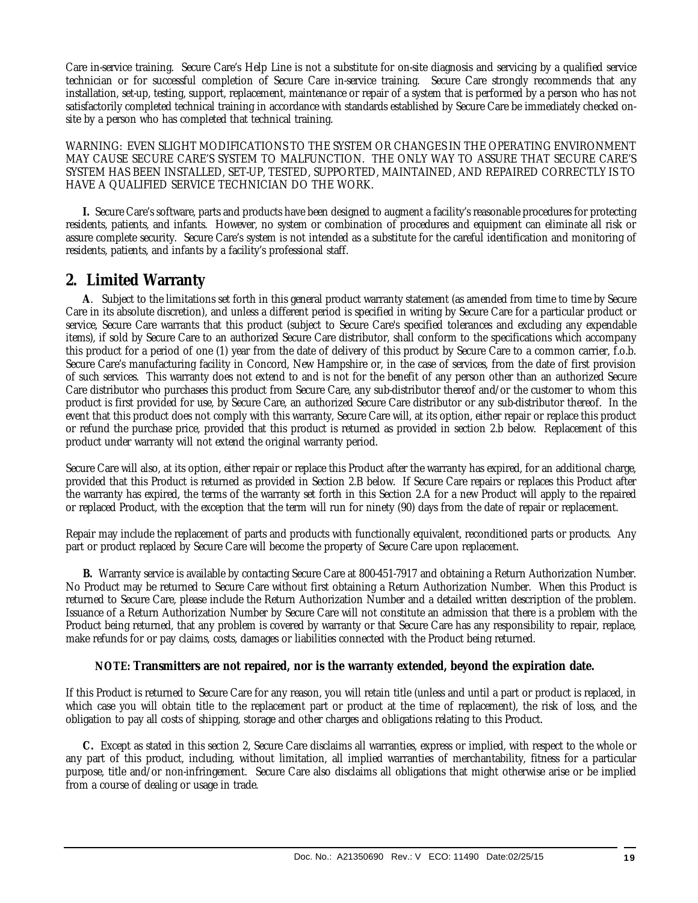Care in-service training. Secure Care's Help Line is not a substitute for on-site diagnosis and servicing by a qualified service technician or for successful completion of Secure Care in-service training. Secure Care strongly recommends that any installation, set-up, testing, support, replacement, maintenance or repair of a system that is performed by a person who has not satisfactorily completed technical training in accordance with standards established by Secure Care be immediately checked on-site by a person who has completed that technical training.

WARNING: EVEN SLIGHT MODIFICATIONS TO THE SYSTEM OR CHANGES IN THE OPERATING ENVIRONMENT MAY CAUSE SECURE CARE'S SYSTEM TO MALFUNCTION. THE ONLY WAY TO ASSURE THAT SECURE CARE'S SYSTEM HAS BEEN INSTALLED, SET-UP, TESTED, SUPPORTED, MAINTAINED, AND REPAIRED CORRECTLY IS TO HAVE A QUALIFIED SERVICE TECHNICIAN DO THE WORK.

**I.** Secure Care's software, parts and products have been designed to augment a facility's reasonable procedures for protecting residents, patients, and infants. However, no system or combination of procedures and equipment can eliminate all risk or assure complete security. Secure Care's system is not intended as a substitute for the careful identification and monitoring of residents, patients, and infants by a facility's professional staff.

## 2. Limited Warranty

**A**. Subject to the limitations set forth in this general product warranty statement (as amended from time to time by Secure Care in its absolute discretion), and unless a different period is specified in writing by Secure Care for a particular product or service, Secure Care warrants that this product (subject to Secure Care's specified tolerances and excluding any expendable items), if sold by Secure Care to an authorized Secure Care distributor, shall conform to the specifications which accompany this product for a period of one (1) year from the date of delivery of this product by Secure Care to a common carrier, f.o.b. Secure Care's manufacturing facility in Concord, New Hampshire or, in the case of services, from the date of first provision of such services. This warranty does not extend to and is not for the benefit of any person other than an authorized Secure Care distributor who purchases this product from Secure Care, any sub-distributor thereof and/or the customer to whom this product is first provided for use, by Secure Care, an authorized Secure Care distributor or any sub-distributor thereof. In the event that this product does not comply with this warranty, Secure Care will, at its option, either repair or replace this product or refund the purchase price, provided that this product is returned as provided in section 2.b below. Replacement of this product under warranty will not extend the original warranty period.

Secure Care will also, at its option, either repair or replace this Product after the warranty has expired, for an additional charge, provided that this Product is returned as provided in Section 2.B below. If Secure Care repairs or replaces this Product after the warranty has expired, the terms of the warranty set forth in this Section 2.A for a new Product will apply to the repaired or replaced Product, with the exception that the term will run for ninety (90) days from the date of repair or replacement.

Repair may include the replacement of parts and products with functionally equivalent, reconditioned parts or products. Any part or product replaced by Secure Care will become the property of Secure Care upon replacement.

**B.** Warranty service is available by contacting Secure Care at 800-451-7917 and obtaining a Return Authorization Number. No Product may be returned to Secure Care without first obtaining a Return Authorization Number. When this Product is returned to Secure Care, please include the Return Authorization Number and a detailed written description of the problem. Issuance of a Return Authorization Number by Secure Care will not constitute an admission that there is a problem with the Product being returned, that any problem is covered by warranty or that Secure Care has any responsibility to repair, replace, make refunds for or pay claims, costs, damages or liabilities connected with the Product being returned.

**NOTE: Transmitters are not repaired, nor is the warranty extended, beyond the expiration date.**

If this Product is returned to Secure Care for any reason, you will retain title (unless and until a part or product is replaced, in which case you will obtain title to the replacement part or product at the time of replacement), the risk of loss, and the obligation to pay all costs of shipping, storage and other charges and obligations relating to this Product.

**C.** Except as stated in this section 2, Secure Care disclaims all warranties, express or implied, with respect to the whole or any part of this product, including, without limitation, all implied warranties of merchantability, fitness for a particular purpose, title and/or non-infringement. Secure Care also disclaims all obligations that might otherwise arise or be implied from a course of dealing or usage in trade.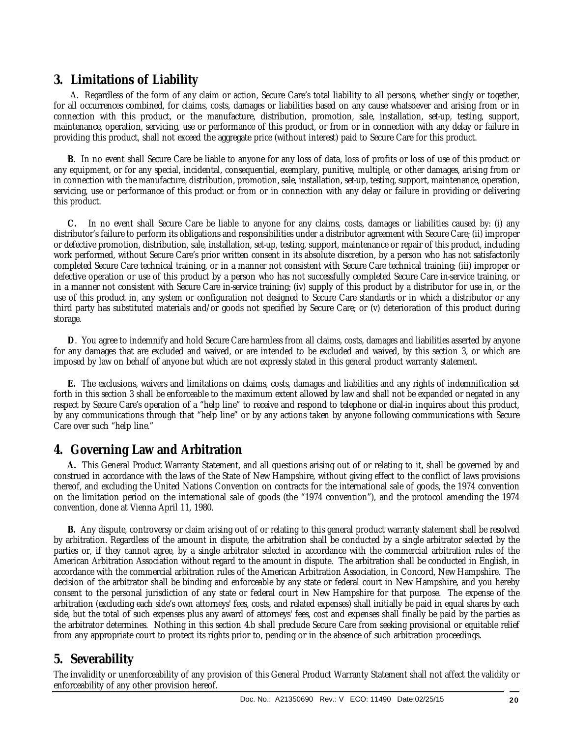## 3. Limitations of Liability

A. Regardless of the form of any claim or action, Secure Care's total liability to all persons, whether singly or together, for all occurrences combined, for claims, costs, damages or liabilities based on any cause whatsoever and arising from or in connection with this product, or the manufacture, distribution, promotion, sale, installation, set-up, testing, support, maintenance, operation, servicing, use or performance of this product, or from or in connection with any delay or failure in providing this product, shall not exceed the aggregate price (without interest) paid to Secure Care for this product.

**B**. In no event shall Secure Care be liable to anyone for any loss of data, loss of profits or loss of use of this product or any equipment, or for any special, incidental, consequential, exemplary, punitive, multiple, or other damages, arising from or in connection with the manufacture, distribution, promotion, sale, installation, set-up, testing, support, maintenance, operation, servicing, use or performance of this product or from or in connection with any delay or failure in providing or delivering this product.

**C.** In no event shall Secure Care be liable to anyone for any claims, costs, damages or liabilities caused by: (i) any distributor's failure to perform its obligations and responsibilities under a distributor agreement with Secure Care; (ii) improper or defective promotion, distribution, sale, installation, set-up, testing, support, maintenance or repair of this product, including work performed, without Secure Care's prior written consent in its absolute discretion, by a person who has not satisfactorily completed Secure Care technical training, or in a manner not consistent with Secure Care technical training; (iii) improper or defective operation or use of this product by a person who has not successfully completed Secure Care in-service training, or in a manner not consistent with Secure Care in-service training; (iv) supply of this product by a distributor for use in, or the use of this product in, any system or configuration not designed to Secure Care standards or in which a distributor or any third party has substituted materials and/or goods not specified by Secure Care; or (v) deterioration of this product during storage.

**D**. You agree to indemnify and hold Secure Care harmless from all claims, costs, damages and liabilities asserted by anyone for any damages that are excluded and waived, or are intended to be excluded and waived, by this section 3, or which are imposed by law on behalf of anyone but which are not expressly stated in this general product warranty statement.

**E.** The exclusions, waivers and limitations on claims, costs, damages and liabilities and any rights of indemnification set forth in this section 3 shall be enforceable to the maximum extent allowed by law and shall not be expanded or negated in any respect by Secure Care's operation of a "help line" to receive and respond to telephone or dial-in inquires about this product, by any communications through that "help line" or by any actions taken by anyone following communications with Secure Care over such "help line."

## 4. Governing Law and Arbitration

**A.** This General Product Warranty Statement, and all questions arising out of or relating to it, shall be governed by and construed in accordance with the laws of the State of New Hampshire, without giving effect to the conflict of laws provisions thereof, and excluding the United Nations Convention on contracts for the international sale of goods, the 1974 convention on the limitation period on the international sale of goods (the "1974 convention"), and the protocol amending the 1974 convention, done at Vienna April 11, 1980.

**B.** Any dispute, controversy or claim arising out of or relating to this general product warranty statement shall be resolved by arbitration. Regardless of the amount in dispute, the arbitration shall be conducted by a single arbitrator selected by the parties or, if they cannot agree, by a single arbitrator selected in accordance with the commercial arbitration rules of the American Arbitration Association without regard to the amount in dispute. The arbitration shall be conducted in English, in accordance with the commercial arbitration rules of the American Arbitration Association, in Concord, New Hampshire. The decision of the arbitrator shall be binding and enforceable by any state or federal court in New Hampshire, and you hereby consent to the personal jurisdiction of any state or federal court in New Hampshire for that purpose. The expense of the arbitration (excluding each side's own attorneys' fees, costs, and related expenses) shall initially be paid in equal shares by each side, but the total of such expenses plus any award of attorneys' fees, cost and expenses shall finally be paid by the parties as the arbitrator determines. Nothing in this section 4.b shall preclude Secure Care from seeking provisional or equitable relief from any appropriate court to protect its rights prior to, pending or in the absence of such arbitration proceedings.

## 5. Severability

The invalidity or unenforceability of any provision of this General Product Warranty Statement shall not affect the validity or enforceability of any other provision hereof.

Doc. No.: A21350690 Rev.: V ECO: 11490 Date:02/25/15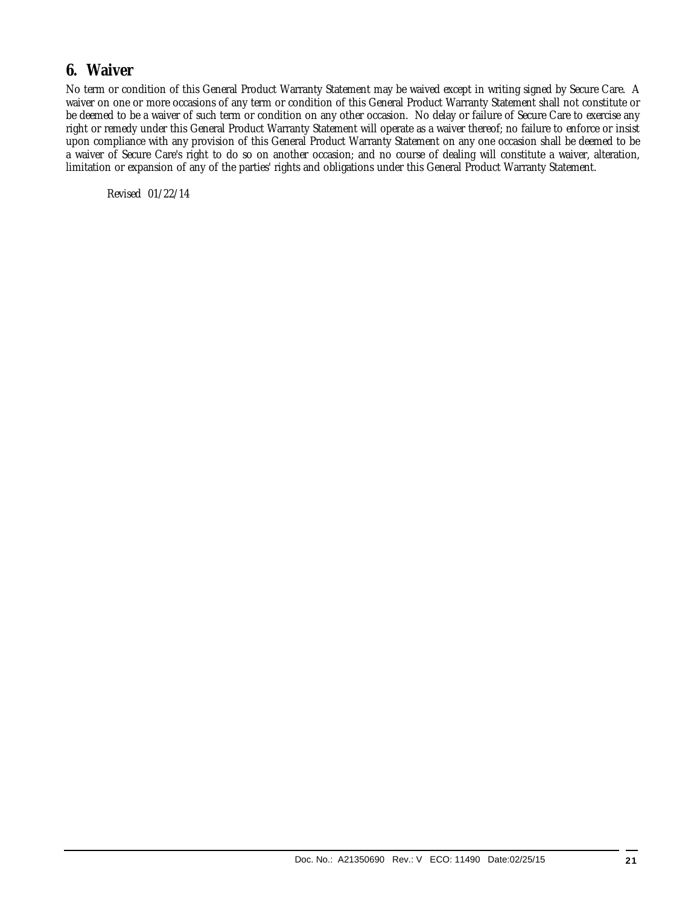## 6. Waiver

No term or condition of this General Product Warranty Statement may be waived except in writing signed by Secure Care. A waiver on one or more occasions of any term or condition of this General Product Warranty Statement shall not constitute or be deemed to be a waiver of such term or condition on any other occasion. No delay or failure of Secure Care to exercise any right or remedy under this General Product Warranty Statement will operate as a waiver thereof; no failure to enforce or insist upon compliance with any provision of this General Product Warranty Statement on any one occasion shall be deemed to be a waiver of Secure Care's right to do so on another occasion; and no course of dealing will constitute a waiver, alteration, limitation or expansion of any of the parties' rights and obligations under this General Product Warranty Statement.

Revised 01/22/14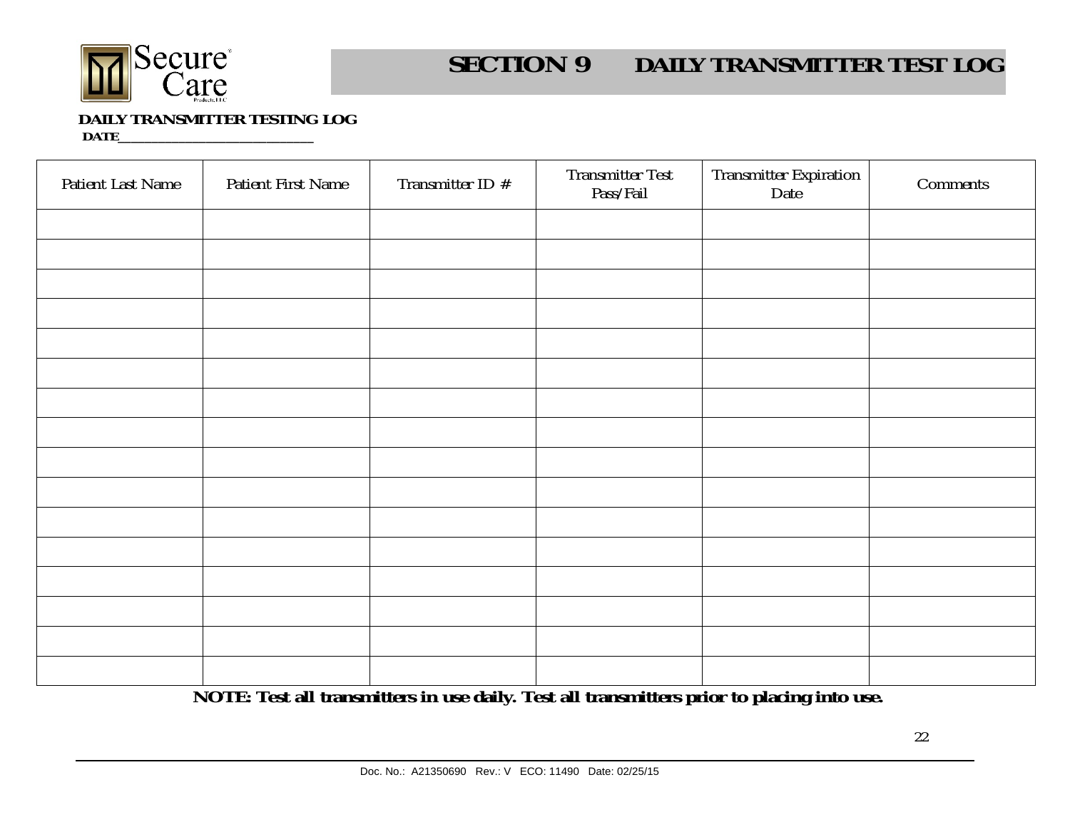# SECTION 9 DAILY TRANSMITTER TEST LOG

**DAILY TRANSMITTER TESTING LOG**

**DATE___________________________**

| Patient Last Name | Patient First Name | Transmitter ID # | Transmitter Test Pass/Fail | Transmitter Expiration Date | Comments |
|---|---|---|---|---|---|
| | | | | | |
| | | | | | |
| | | | | | |
| | | | | | |
| | | | | | |
| | | | | | |
| | | | | | |
| | | | | | |
| | | | | | |
| | | | | | |
| | | | | | |
| | | | | | |
| | | | | | |
| | | | | | |
| | | | | | |
| | | | | | |

**NOTE: Test all transmitters in use daily. Test all transmitters prior to placing into use.**

Doc. No.: A21350690 Rev.: V ECO: 11490 Date: 02/25/15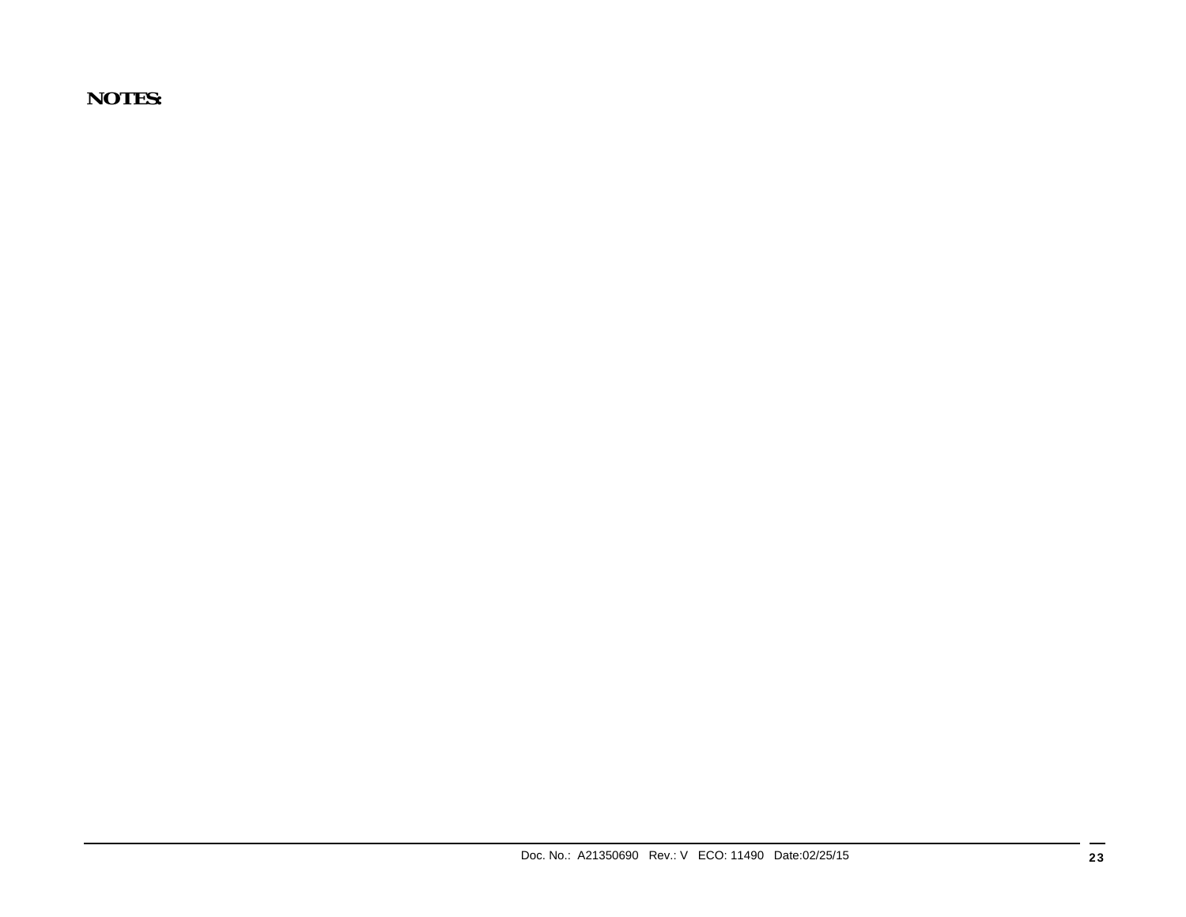**NOTES:**